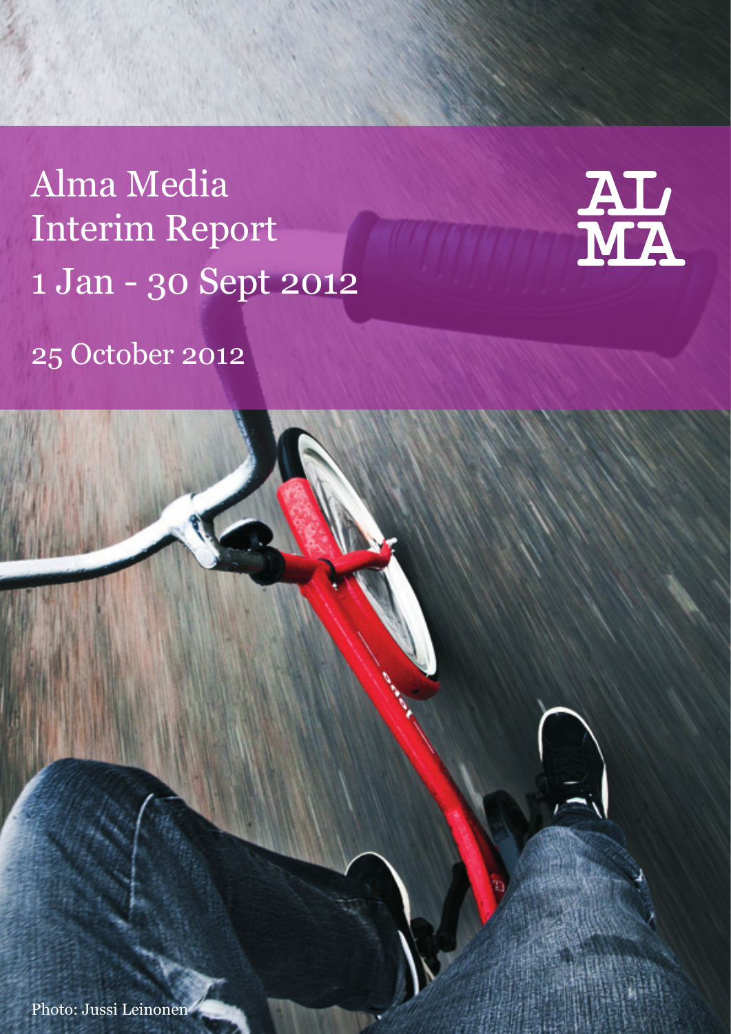# Alma Media Interim Report 1 Jan - 30 Sept 2012

25 October 2012

AL MA

Photo: Jussi Leinonen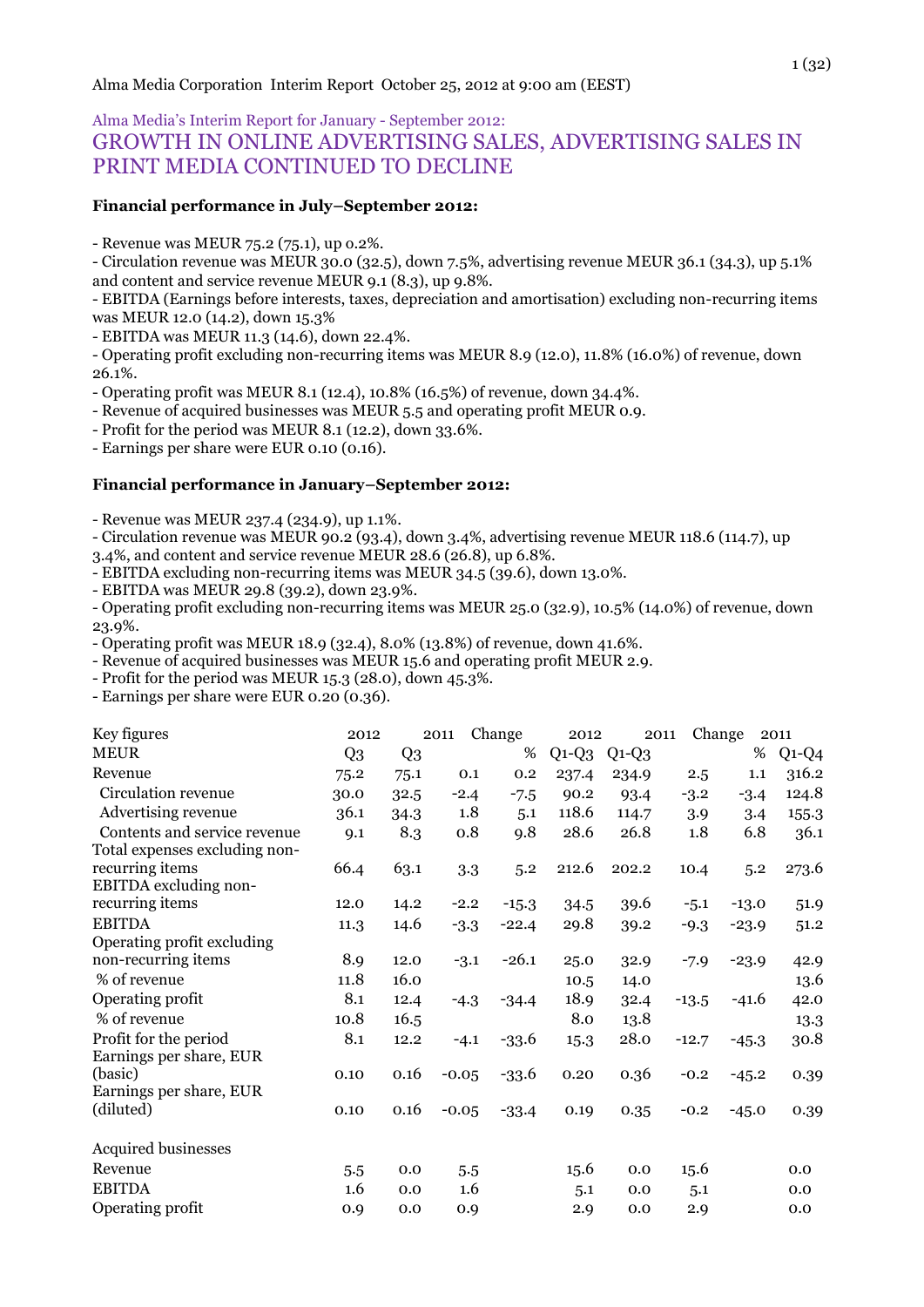Alma Media Corporation Interim Report October 25, 2012 at 9:00 am (EEST)

Alma Media's Interim Report for January - September 2012:

# GROWTH IN ONLINE ADVERTISING SALES, ADVERTISING SALES IN PRINT MEDIA CONTINUED TO DECLINE

**Financial performance in July–September 2012:**

- Revenue was MEUR 75.2 (75.1), up 0.2%.
- Circulation revenue was MEUR 30.0 (32.5), down 7.5%, advertising revenue MEUR 36.1 (34.3), up 5.1% and content and service revenue MEUR 9.1 (8.3), up 9.8%.
- EBITDA (Earnings before interests, taxes, depreciation and amortisation) excluding non-recurring items was MEUR 12.0 (14.2), down 15.3%
- EBITDA was MEUR 11.3 (14.6), down 22.4%.
- Operating profit excluding non-recurring items was MEUR 8.9 (12.0), 11.8% (16.0%) of revenue, down 26.1%.
- Operating profit was MEUR 8.1 (12.4), 10.8% (16.5%) of revenue, down 34.4%.
- Revenue of acquired businesses was MEUR 5.5 and operating profit MEUR 0.9.
- Profit for the period was MEUR 8.1 (12.2), down 33.6%.
- Earnings per share were EUR 0.10 (0.16).

**Financial performance in January–September 2012:**

- Revenue was MEUR 237.4 (234.9), up 1.1%.
- Circulation revenue was MEUR 90.2 (93.4), down 3.4%, advertising revenue MEUR 118.6 (114.7), up 3.4%, and content and service revenue MEUR 28.6 (26.8), up 6.8%.
- EBITDA excluding non-recurring items was MEUR 34.5 (39.6), down 13.0%.
- EBITDA was MEUR 29.8 (39.2), down 23.9%.
- Operating profit excluding non-recurring items was MEUR 25.0 (32.9), 10.5% (14.0%) of revenue, down 23.9%.
- Operating profit was MEUR 18.9 (32.4), 8.0% (13.8%) of revenue, down 41.6%.
- Revenue of acquired businesses was MEUR 15.6 and operating profit MEUR 2.9.
- Profit for the period was MEUR 15.3 (28.0), down 45.3%.
- Earnings per share were EUR 0.20 (0.36).

| Key figures MEUR | 2012 Q3 | 2011 Q3 | Change | % | 2012 Q1-Q3 | 2011 Q1-Q3 | Change | % | 2011 Q1-Q4 |
|---|---|---|---|---|---|---|---|---|---|
| Revenue | 75.2 | 75.1 | 0.1 | 0.2 | 237.4 | 234.9 | 2.5 | 1.1 | 316.2 |
| Circulation revenue | 30.0 | 32.5 | -2.4 | -7.5 | 90.2 | 93.4 | -3.2 | -3.4 | 124.8 |
| Advertising revenue | 36.1 | 34.3 | 1.8 | 5.1 | 118.6 | 114.7 | 3.9 | 3.4 | 155.3 |
| Contents and service revenue | 9.1 | 8.3 | 0.8 | 9.8 | 28.6 | 26.8 | 1.8 | 6.8 | 36.1 |
| Total expenses excluding non-recurring items | 66.4 | 63.1 | 3.3 | 5.2 | 212.6 | 202.2 | 10.4 | 5.2 | 273.6 |
| EBITDA excluding non-recurring items | 12.0 | 14.2 | -2.2 | -15.3 | 34.5 | 39.6 | -5.1 | -13.0 | 51.9 |
| EBITDA | 11.3 | 14.6 | -3.3 | -22.4 | 29.8 | 39.2 | -9.3 | -23.9 | 51.2 |
| Operating profit excluding non-recurring items | 8.9 | 12.0 | -3.1 | -26.1 | 25.0 | 32.9 | -7.9 | -23.9 | 42.9 |
| % of revenue | 11.8 | 16.0 | | | 10.5 | 14.0 | | | 13.6 |
| Operating profit | 8.1 | 12.4 | -4.3 | -34.4 | 18.9 | 32.4 | -13.5 | -41.6 | 42.0 |
| % of revenue | 10.8 | 16.5 | | | 8.0 | 13.8 | | | 13.3 |
| Profit for the period | 8.1 | 12.2 | -4.1 | -33.6 | 15.3 | 28.0 | -12.7 | -45.3 | 30.8 |
| Earnings per share, EUR (basic) | 0.10 | 0.16 | -0.05 | -33.6 | 0.20 | 0.36 | -0.2 | -45.2 | 0.39 |
| Earnings per share, EUR (diluted) | 0.10 | 0.16 | -0.05 | -33.4 | 0.19 | 0.35 | -0.2 | -45.0 | 0.39 |
| | | | | | | | | | |
| Acquired businesses | | | | | | | | | |
| Revenue | 5.5 | 0.0 | 5.5 | | 15.6 | 0.0 | 15.6 | | 0.0 |
| EBITDA | 1.6 | 0.0 | 1.6 | | 5.1 | 0.0 | 5.1 | | 0.0 |
| Operating profit | 0.9 | 0.0 | 0.9 | | 2.9 | 0.0 | 2.9 | | 0.0 |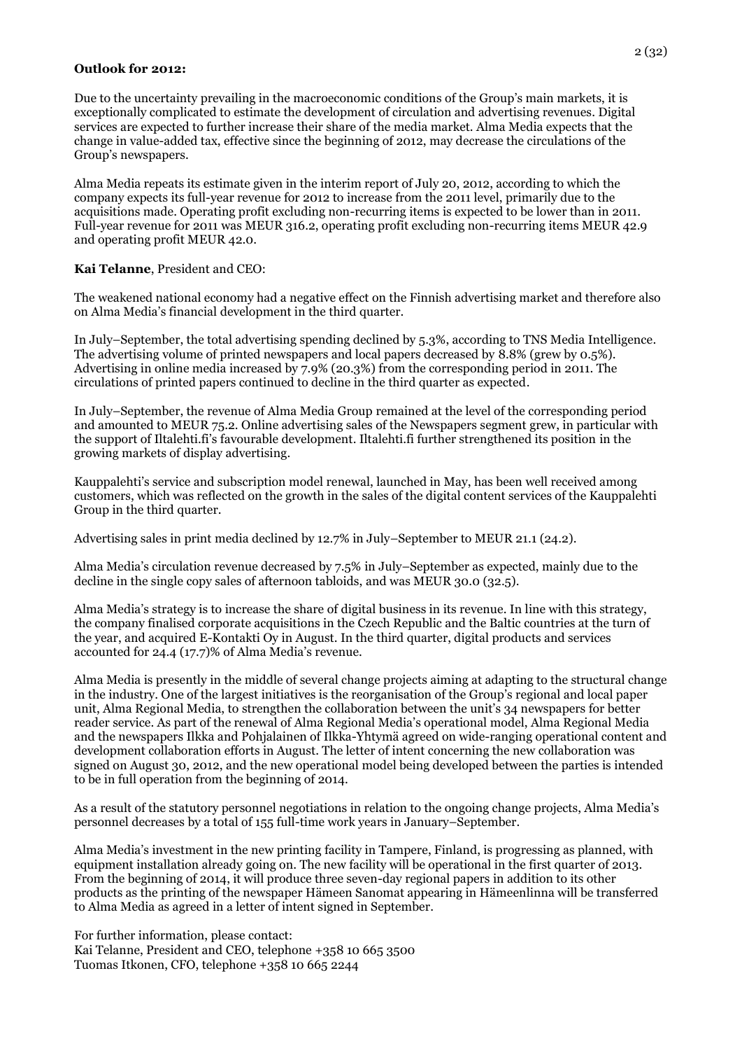**Outlook for 2012:**

Due to the uncertainty prevailing in the macroeconomic conditions of the Group's main markets, it is exceptionally complicated to estimate the development of circulation and advertising revenues. Digital services are expected to further increase their share of the media market. Alma Media expects that the change in value-added tax, effective since the beginning of 2012, may decrease the circulations of the Group's newspapers.

Alma Media repeats its estimate given in the interim report of July 20, 2012, according to which the company expects its full-year revenue for 2012 to increase from the 2011 level, primarily due to the acquisitions made. Operating profit excluding non-recurring items is expected to be lower than in 2011. Full-year revenue for 2011 was MEUR 316.2, operating profit excluding non-recurring items MEUR 42.9 and operating profit MEUR 42.0.

**Kai Telanne**, President and CEO:

The weakened national economy had a negative effect on the Finnish advertising market and therefore also on Alma Media's financial development in the third quarter.

In July–September, the total advertising spending declined by 5.3%, according to TNS Media Intelligence. The advertising volume of printed newspapers and local papers decreased by 8.8% (grew by 0.5%). Advertising in online media increased by 7.9% (20.3%) from the corresponding period in 2011. The circulations of printed papers continued to decline in the third quarter as expected.

In July–September, the revenue of Alma Media Group remained at the level of the corresponding period and amounted to MEUR 75.2. Online advertising sales of the Newspapers segment grew, in particular with the support of Iltalehti.fi's favourable development. Iltalehti.fi further strengthened its position in the growing markets of display advertising.

Kauppalehti's service and subscription model renewal, launched in May, has been well received among customers, which was reflected on the growth in the sales of the digital content services of the Kauppalehti Group in the third quarter.

Advertising sales in print media declined by 12.7% in July–September to MEUR 21.1 (24.2).

Alma Media's circulation revenue decreased by 7.5% in July–September as expected, mainly due to the decline in the single copy sales of afternoon tabloids, and was MEUR 30.0 (32.5).

Alma Media's strategy is to increase the share of digital business in its revenue. In line with this strategy, the company finalised corporate acquisitions in the Czech Republic and the Baltic countries at the turn of the year, and acquired E-Kontakti Oy in August. In the third quarter, digital products and services accounted for 24.4 (17.7)% of Alma Media's revenue.

Alma Media is presently in the middle of several change projects aiming at adapting to the structural change in the industry. One of the largest initiatives is the reorganisation of the Group's regional and local paper unit, Alma Regional Media, to strengthen the collaboration between the unit's 34 newspapers for better reader service. As part of the renewal of Alma Regional Media's operational model, Alma Regional Media and the newspapers Ilkka and Pohjalainen of Ilkka-Yhtymä agreed on wide-ranging operational content and development collaboration efforts in August. The letter of intent concerning the new collaboration was signed on August 30, 2012, and the new operational model being developed between the parties is intended to be in full operation from the beginning of 2014.

As a result of the statutory personnel negotiations in relation to the ongoing change projects, Alma Media's personnel decreases by a total of 155 full-time work years in January–September.

Alma Media's investment in the new printing facility in Tampere, Finland, is progressing as planned, with equipment installation already going on. The new facility will be operational in the first quarter of 2013. From the beginning of 2014, it will produce three seven-day regional papers in addition to its other products as the printing of the newspaper Hämeen Sanomat appearing in Hämeenlinna will be transferred to Alma Media as agreed in a letter of intent signed in September.

For further information, please contact:
Kai Telanne, President and CEO, telephone +358 10 665 3500
Tuomas Itkonen, CFO, telephone +358 10 665 2244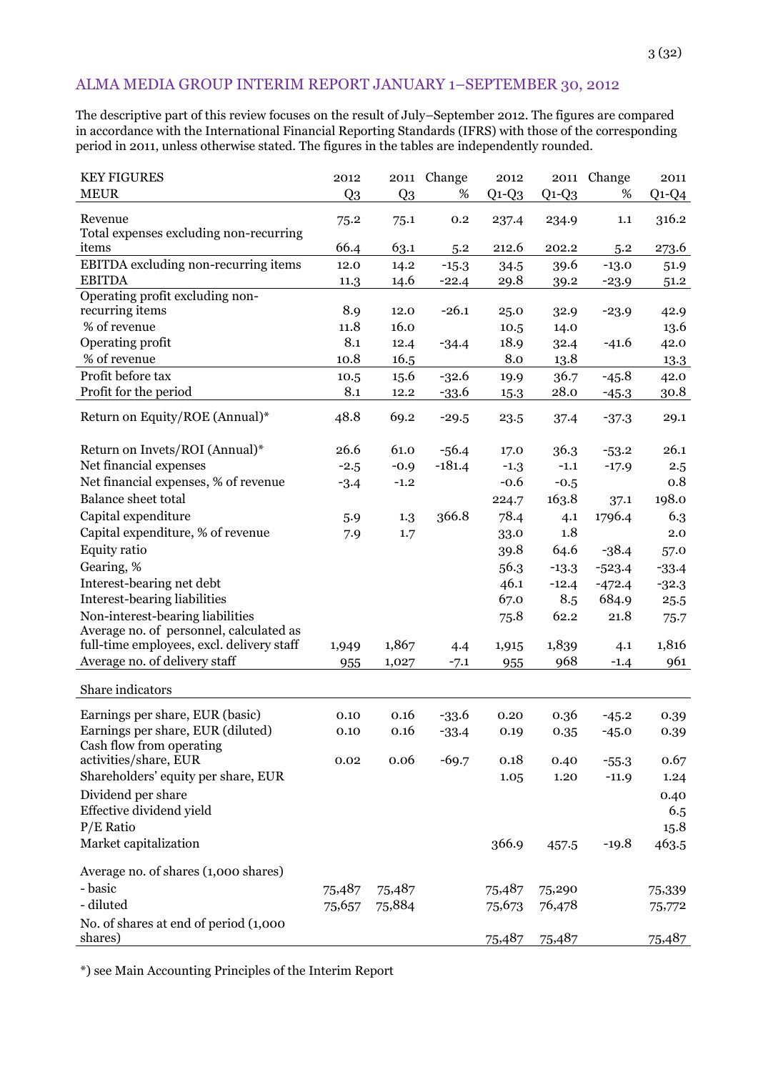## ALMA MEDIA GROUP INTERIM REPORT JANUARY 1–SEPTEMBER 30, 2012

The descriptive part of this review focuses on the result of July–September 2012. The figures are compared in accordance with the International Financial Reporting Standards (IFRS) with those of the corresponding period in 2011, unless otherwise stated. The figures in the tables are independently rounded.

| KEY FIGURES MEUR | 2012 Q3 | 2011 Q3 | Change % | 2012 Q1-Q3 | 2011 Q1-Q3 | Change % | 2011 Q1-Q4 |
|---|---|---|---|---|---|---|---|
| Revenue | 75.2 | 75.1 | 0.2 | 237.4 | 234.9 | 1.1 | 316.2 |
| Total expenses excluding non-recurring items | 66.4 | 63.1 | 5.2 | 212.6 | 202.2 | 5.2 | 273.6 |
| EBITDA excluding non-recurring items | 12.0 | 14.2 | -15.3 | 34.5 | 39.6 | -13.0 | 51.9 |
| EBITDA | 11.3 | 14.6 | -22.4 | 29.8 | 39.2 | -23.9 | 51.2 |
| Operating profit excluding non-recurring items | 8.9 | 12.0 | -26.1 | 25.0 | 32.9 | -23.9 | 42.9 |
| % of revenue | 11.8 | 16.0 | | 10.5 | 14.0 | | 13.6 |
| Operating profit | 8.1 | 12.4 | -34.4 | 18.9 | 32.4 | -41.6 | 42.0 |
| % of revenue | 10.8 | 16.5 | | 8.0 | 13.8 | | 13.3 |
| Profit before tax | 10.5 | 15.6 | -32.6 | 19.9 | 36.7 | -45.8 | 42.0 |
| Profit for the period | 8.1 | 12.2 | -33.6 | 15.3 | 28.0 | -45.3 | 30.8 |
| Return on Equity/ROE (Annual)* | 48.8 | 69.2 | -29.5 | 23.5 | 37.4 | -37.3 | 29.1 |
| Return on Invets/ROI (Annual)* | 26.6 | 61.0 | -56.4 | 17.0 | 36.3 | -53.2 | 26.1 |
| Net financial expenses | -2.5 | -0.9 | -181.4 | -1.3 | -1.1 | -17.9 | 2.5 |
| Net financial expenses, % of revenue | -3.4 | -1.2 | | -0.6 | -0.5 | | 0.8 |
| Balance sheet total | | | | 224.7 | 163.8 | 37.1 | 198.0 |
| Capital expenditure | 5.9 | 1.3 | 366.8 | 78.4 | 4.1 | 1796.4 | 6.3 |
| Capital expenditure, % of revenue | 7.9 | 1.7 | | 33.0 | 1.8 | | 2.0 |
| Equity ratio | | | | 39.8 | 64.6 | -38.4 | 57.0 |
| Gearing, % | | | | 56.3 | -13.3 | -523.4 | -33.4 |
| Interest-bearing net debt | | | | 46.1 | -12.4 | -472.4 | -32.3 |
| Interest-bearing liabilities | | | | 67.0 | 8.5 | 684.9 | 25.5 |
| Non-interest-bearing liabilities | | | | 75.8 | 62.2 | 21.8 | 75.7 |
| Average no. of personnel, calculated as full-time employees, excl. delivery staff | 1,949 | 1,867 | 4.4 | 1,915 | 1,839 | 4.1 | 1,816 |
| Average no. of delivery staff | 955 | 1,027 | -7.1 | 955 | 968 | -1.4 | 961 |
| **Share indicators** | | | | | | | |
| Earnings per share, EUR (basic) | 0.10 | 0.16 | -33.6 | 0.20 | 0.36 | -45.2 | 0.39 |
| Earnings per share, EUR (diluted) | 0.10 | 0.16 | -33.4 | 0.19 | 0.35 | -45.0 | 0.39 |
| Cash flow from operating activities/share, EUR | 0.02 | 0.06 | -69.7 | 0.18 | 0.40 | -55.3 | 0.67 |
| Shareholders' equity per share, EUR | | | | 1.05 | 1.20 | -11.9 | 1.24 |
| Dividend per share | | | | | | | 0.40 |
| Effective dividend yield | | | | | | | 6.5 |
| P/E Ratio | | | | | | | 15.8 |
| Market capitalization | | | | 366.9 | 457.5 | -19.8 | 463.5 |
| Average no. of shares (1,000 shares) | | | | | | | |
| - basic | 75,487 | 75,487 | | 75,487 | 75,290 | | 75,339 |
| - diluted | 75,657 | 75,884 | | 75,673 | 76,478 | | 75,772 |
| No. of shares at end of period (1,000 shares) | | | | 75,487 | 75,487 | | 75,487 |

*) see Main Accounting Principles of the Interim Report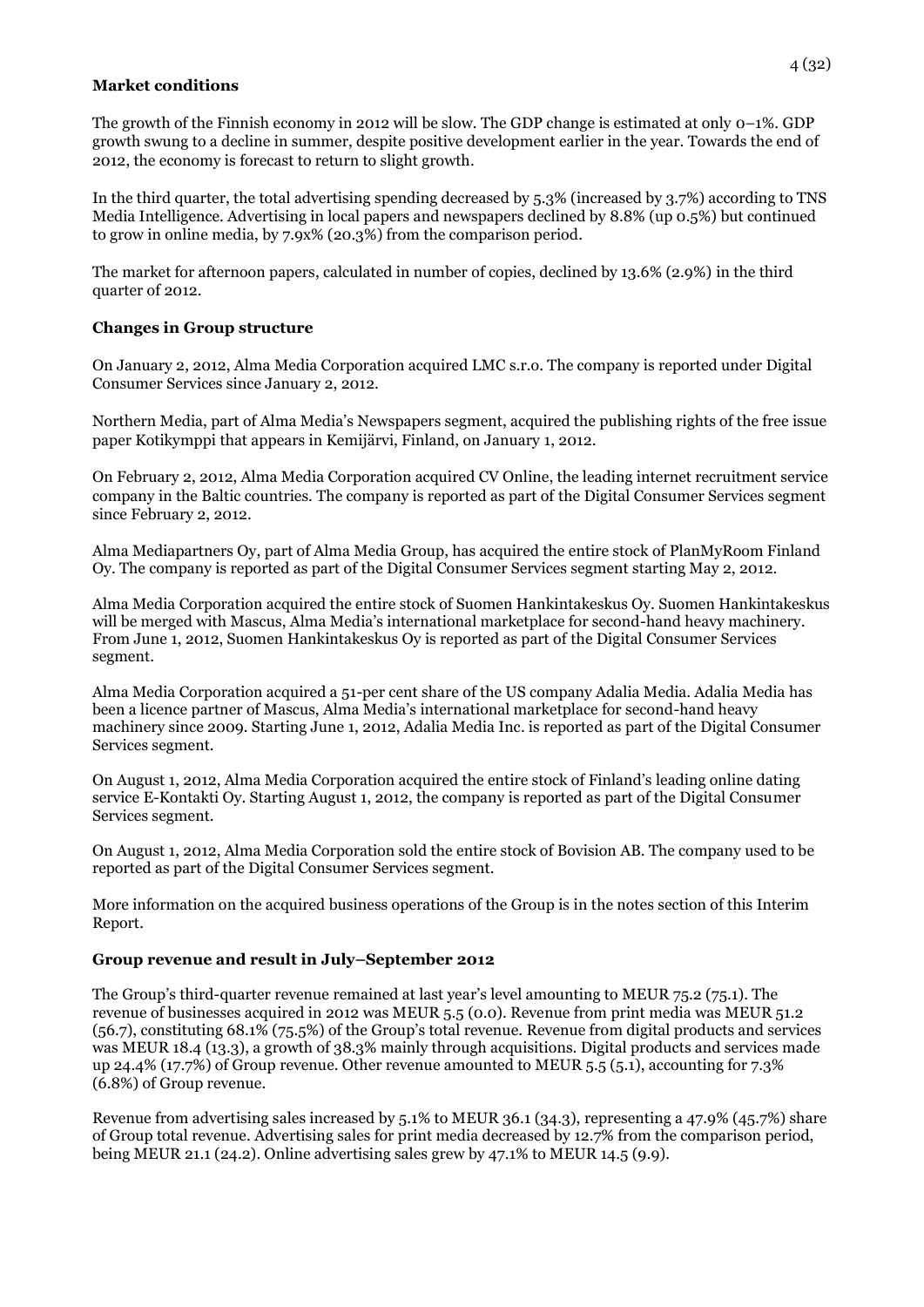## Market conditions

The growth of the Finnish economy in 2012 will be slow. The GDP change is estimated at only 0–1%. GDP growth swung to a decline in summer, despite positive development earlier in the year. Towards the end of 2012, the economy is forecast to return to slight growth.

In the third quarter, the total advertising spending decreased by 5.3% (increased by 3.7%) according to TNS Media Intelligence. Advertising in local papers and newspapers declined by 8.8% (up 0.5%) but continued to grow in online media, by 7.9x% (20.3%) from the comparison period.

The market for afternoon papers, calculated in number of copies, declined by 13.6% (2.9%) in the third quarter of 2012.

## Changes in Group structure

On January 2, 2012, Alma Media Corporation acquired LMC s.r.o. The company is reported under Digital Consumer Services since January 2, 2012.

Northern Media, part of Alma Media's Newspapers segment, acquired the publishing rights of the free issue paper Kotikymppi that appears in Kemijärvi, Finland, on January 1, 2012.

On February 2, 2012, Alma Media Corporation acquired CV Online, the leading internet recruitment service company in the Baltic countries. The company is reported as part of the Digital Consumer Services segment since February 2, 2012.

Alma Mediapartners Oy, part of Alma Media Group, has acquired the entire stock of PlanMyRoom Finland Oy. The company is reported as part of the Digital Consumer Services segment starting May 2, 2012.

Alma Media Corporation acquired the entire stock of Suomen Hankintakeskus Oy. Suomen Hankintakeskus will be merged with Mascus, Alma Media's international marketplace for second-hand heavy machinery. From June 1, 2012, Suomen Hankintakeskus Oy is reported as part of the Digital Consumer Services segment.

Alma Media Corporation acquired a 51-per cent share of the US company Adalia Media. Adalia Media has been a licence partner of Mascus, Alma Media's international marketplace for second-hand heavy machinery since 2009. Starting June 1, 2012, Adalia Media Inc. is reported as part of the Digital Consumer Services segment.

On August 1, 2012, Alma Media Corporation acquired the entire stock of Finland's leading online dating service E-Kontakti Oy. Starting August 1, 2012, the company is reported as part of the Digital Consumer Services segment.

On August 1, 2012, Alma Media Corporation sold the entire stock of Bovision AB. The company used to be reported as part of the Digital Consumer Services segment.

More information on the acquired business operations of the Group is in the notes section of this Interim Report.

## Group revenue and result in July–September 2012

The Group's third-quarter revenue remained at last year's level amounting to MEUR 75.2 (75.1). The revenue of businesses acquired in 2012 was MEUR 5.5 (0.0). Revenue from print media was MEUR 51.2 (56.7), constituting 68.1% (75.5%) of the Group's total revenue. Revenue from digital products and services was MEUR 18.4 (13.3), a growth of 38.3% mainly through acquisitions. Digital products and services made up 24.4% (17.7%) of Group revenue. Other revenue amounted to MEUR 5.5 (5.1), accounting for 7.3% (6.8%) of Group revenue.

Revenue from advertising sales increased by 5.1% to MEUR 36.1 (34.3), representing a 47.9% (45.7%) share of Group total revenue. Advertising sales for print media decreased by 12.7% from the comparison period, being MEUR 21.1 (24.2). Online advertising sales grew by 47.1% to MEUR 14.5 (9.9).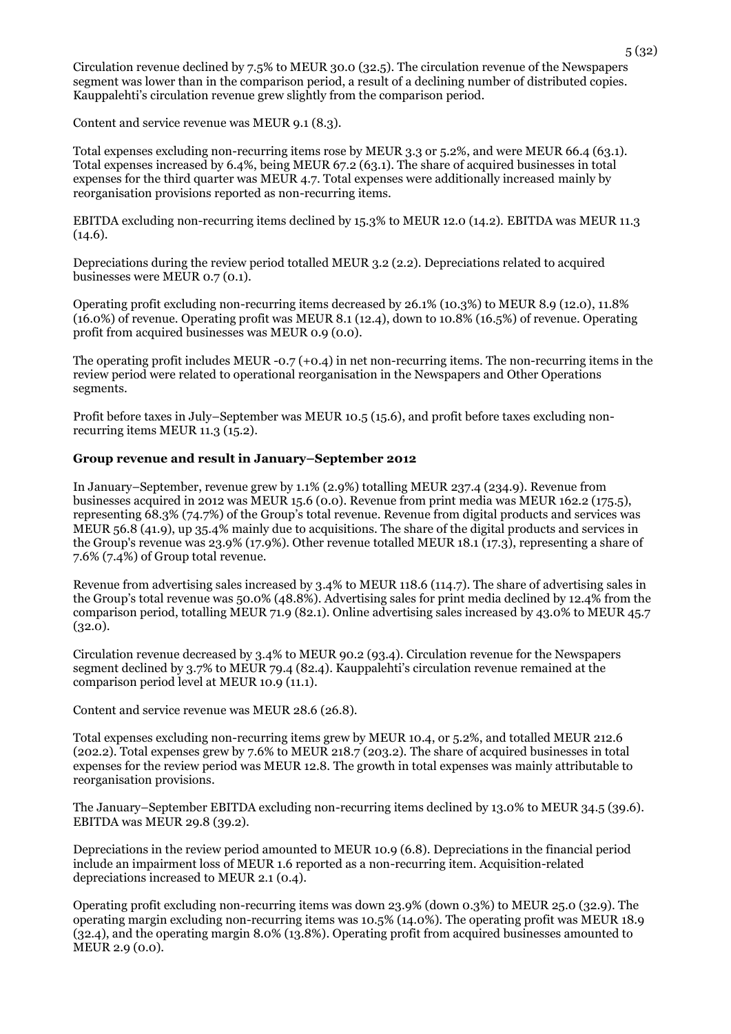Circulation revenue declined by 7.5% to MEUR 30.0 (32.5). The circulation revenue of the Newspapers segment was lower than in the comparison period, a result of a declining number of distributed copies. Kauppalehti's circulation revenue grew slightly from the comparison period.

Content and service revenue was MEUR 9.1 (8.3).

Total expenses excluding non-recurring items rose by MEUR 3.3 or 5.2%, and were MEUR 66.4 (63.1). Total expenses increased by 6.4%, being MEUR 67.2 (63.1). The share of acquired businesses in total expenses for the third quarter was MEUR 4.7. Total expenses were additionally increased mainly by reorganisation provisions reported as non-recurring items.

EBITDA excluding non-recurring items declined by 15.3% to MEUR 12.0 (14.2). EBITDA was MEUR 11.3 (14.6).

Depreciations during the review period totalled MEUR 3.2 (2.2). Depreciations related to acquired businesses were MEUR 0.7 (0.1).

Operating profit excluding non-recurring items decreased by 26.1% (10.3%) to MEUR 8.9 (12.0), 11.8% (16.0%) of revenue. Operating profit was MEUR 8.1 (12.4), down to 10.8% (16.5%) of revenue. Operating profit from acquired businesses was MEUR 0.9 (0.0).

The operating profit includes MEUR -0.7 (+0.4) in net non-recurring items. The non-recurring items in the review period were related to operational reorganisation in the Newspapers and Other Operations segments.

Profit before taxes in July–September was MEUR 10.5 (15.6), and profit before taxes excluding non-recurring items MEUR 11.3 (15.2).

## Group revenue and result in January–September 2012

In January–September, revenue grew by 1.1% (2.9%) totalling MEUR 237.4 (234.9). Revenue from businesses acquired in 2012 was MEUR 15.6 (0.0). Revenue from print media was MEUR 162.2 (175.5), representing 68.3% (74.7%) of the Group's total revenue. Revenue from digital products and services was MEUR 56.8 (41.9), up 35.4% mainly due to acquisitions. The share of the digital products and services in the Group's revenue was 23.9% (17.9%). Other revenue totalled MEUR 18.1 (17.3), representing a share of 7.6% (7.4%) of Group total revenue.

Revenue from advertising sales increased by 3.4% to MEUR 118.6 (114.7). The share of advertising sales in the Group's total revenue was 50.0% (48.8%). Advertising sales for print media declined by 12.4% from the comparison period, totalling MEUR 71.9 (82.1). Online advertising sales increased by 43.0% to MEUR 45.7 (32.0).

Circulation revenue decreased by 3.4% to MEUR 90.2 (93.4). Circulation revenue for the Newspapers segment declined by 3.7% to MEUR 79.4 (82.4). Kauppalehti's circulation revenue remained at the comparison period level at MEUR 10.9 (11.1).

Content and service revenue was MEUR 28.6 (26.8).

Total expenses excluding non-recurring items grew by MEUR 10.4, or 5.2%, and totalled MEUR 212.6 (202.2). Total expenses grew by 7.6% to MEUR 218.7 (203.2). The share of acquired businesses in total expenses for the review period was MEUR 12.8. The growth in total expenses was mainly attributable to reorganisation provisions.

The January–September EBITDA excluding non-recurring items declined by 13.0% to MEUR 34.5 (39.6). EBITDA was MEUR 29.8 (39.2).

Depreciations in the review period amounted to MEUR 10.9 (6.8). Depreciations in the financial period include an impairment loss of MEUR 1.6 reported as a non-recurring item. Acquisition-related depreciations increased to MEUR 2.1 (0.4).

Operating profit excluding non-recurring items was down 23.9% (down 0.3%) to MEUR 25.0 (32.9). The operating margin excluding non-recurring items was 10.5% (14.0%). The operating profit was MEUR 18.9 (32.4), and the operating margin 8.0% (13.8%). Operating profit from acquired businesses amounted to MEUR 2.9 (0.0).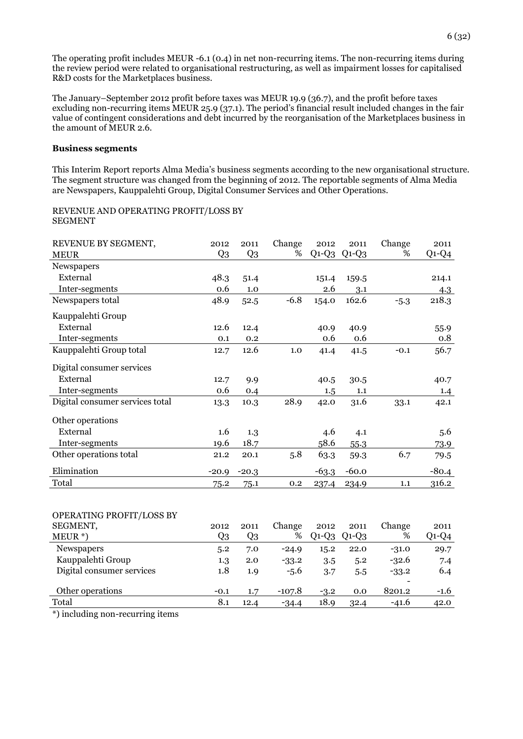The operating profit includes MEUR -6.1 (0.4) in net non-recurring items. The non-recurring items during the review period were related to organisational restructuring, as well as impairment losses for capitalised R&D costs for the Marketplaces business.

The January–September 2012 profit before taxes was MEUR 19.9 (36.7), and the profit before taxes excluding non-recurring items MEUR 25.9 (37.1). The period's financial result included changes in the fair value of contingent considerations and debt incurred by the reorganisation of the Marketplaces business in the amount of MEUR 2.6.

**Business segments**

This Interim Report reports Alma Media's business segments according to the new organisational structure. The segment structure was changed from the beginning of 2012. The reportable segments of Alma Media are Newspapers, Kauppalehti Group, Digital Consumer Services and Other Operations.

REVENUE AND OPERATING PROFIT/LOSS BY SEGMENT

| REVENUE BY SEGMENT, MEUR | 2012 Q3 | 2011 Q3 | Change % | 2012 Q1-Q3 | 2011 Q1-Q3 | Change % | 2011 Q1-Q4 |
|---|---|---|---|---|---|---|---|
| Newspapers | | | | | | | |
| External | 48.3 | 51.4 | | 151.4 | 159.5 | | 214.1 |
| Inter-segments | 0.6 | 1.0 | | 2.6 | 3.1 | | 4.3 |
| Newspapers total | 48.9 | 52.5 | -6.8 | 154.0 | 162.6 | -5.3 | 218.3 |
| Kauppalehti Group | | | | | | | |
| External | 12.6 | 12.4 | | 40.9 | 40.9 | | 55.9 |
| Inter-segments | 0.1 | 0.2 | | 0.6 | 0.6 | | 0.8 |
| Kauppalehti Group total | 12.7 | 12.6 | 1.0 | 41.4 | 41.5 | -0.1 | 56.7 |
| Digital consumer services | | | | | | | |
| External | 12.7 | 9.9 | | 40.5 | 30.5 | | 40.7 |
| Inter-segments | 0.6 | 0.4 | | 1.5 | 1.1 | | 1.4 |
| Digital consumer services total | 13.3 | 10.3 | 28.9 | 42.0 | 31.6 | 33.1 | 42.1 |
| Other operations | | | | | | | |
| External | 1.6 | 1.3 | | 4.6 | 4.1 | | 5.6 |
| Inter-segments | 19.6 | 18.7 | | 58.6 | 55.3 | | 73.9 |
| Other operations total | 21.2 | 20.1 | 5.8 | 63.3 | 59.3 | 6.7 | 79.5 |
| Elimination | -20.9 | -20.3 | | -63.3 | -60.0 | | -80.4 |
| Total | 75.2 | 75.1 | 0.2 | 237.4 | 234.9 | 1.1 | 316.2 |

| OPERATING PROFIT/LOSS BY SEGMENT, MEUR *) | 2012 Q3 | 2011 Q3 | Change % | 2012 Q1-Q3 | 2011 Q1-Q3 | Change % | 2011 Q1-Q4 |
|---|---|---|---|---|---|---|---|
| Newspapers | 5.2 | 7.0 | -24.9 | 15.2 | 22.0 | -31.0 | 29.7 |
| Kauppalehti Group | 1.3 | 2.0 | -33.2 | 3.5 | 5.2 | -32.6 | 7.4 |
| Digital consumer services | 1.8 | 1.9 | -5.6 | 3.7 | 5.5 | -33.2 | 6.4 |
| Other operations | -0.1 | 1.7 | -107.8 | -3.2 | 0.0 | -8201.2 | -1.6 |
| Total | 8.1 | 12.4 | -34.4 | 18.9 | 32.4 | -41.6 | 42.0 |

*) including non-recurring items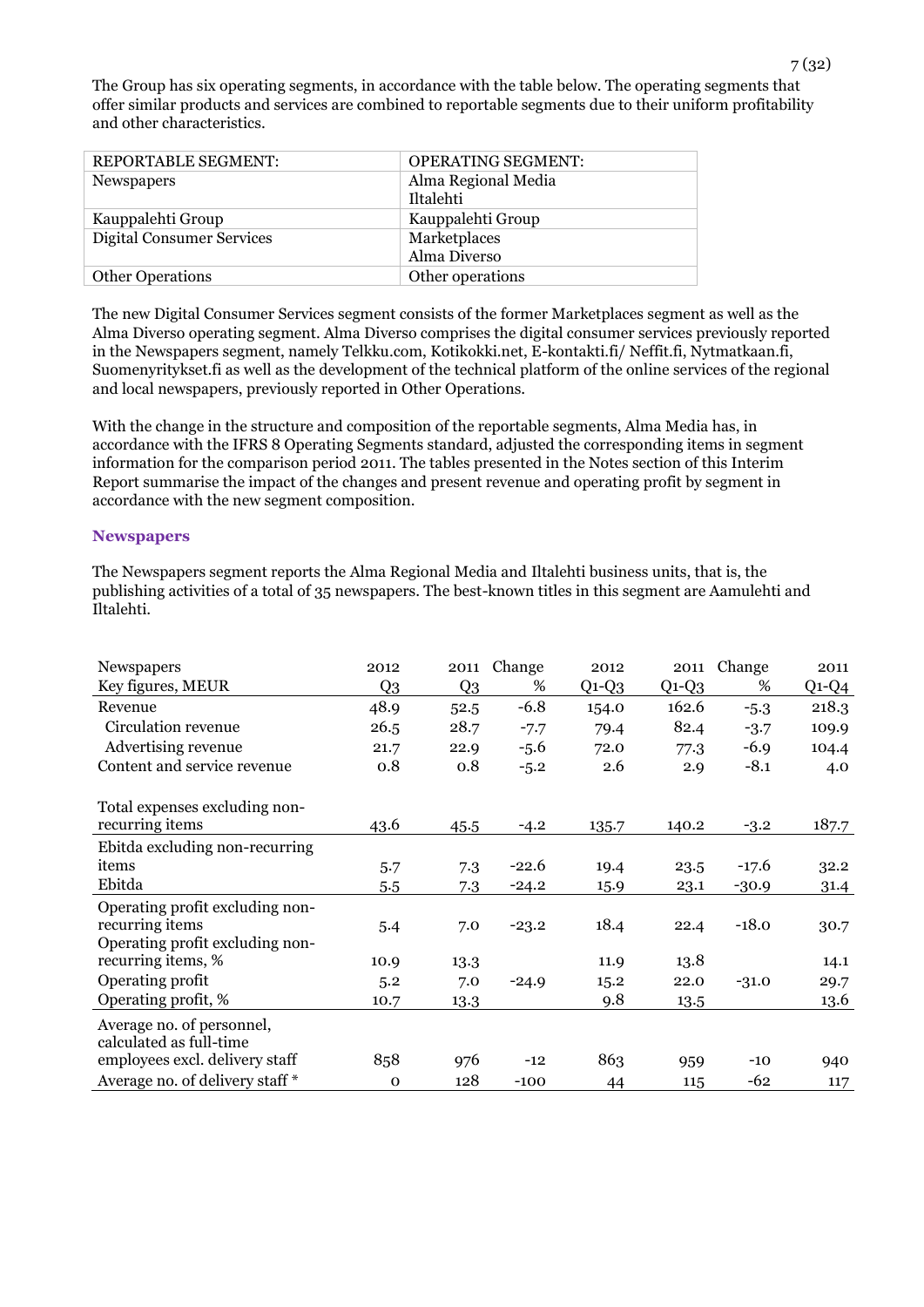The Group has six operating segments, in accordance with the table below. The operating segments that offer similar products and services are combined to reportable segments due to their uniform profitability and other characteristics.

| REPORTABLE SEGMENT: | OPERATING SEGMENT: |
|---|---|
| Newspapers | Alma Regional Media<br>Iltalehti |
| Kauppalehti Group | Kauppalehti Group |
| Digital Consumer Services | Marketplaces<br>Alma Diverso |
| Other Operations | Other operations |

The new Digital Consumer Services segment consists of the former Marketplaces segment as well as the Alma Diverso operating segment. Alma Diverso comprises the digital consumer services previously reported in the Newspapers segment, namely Telkku.com, Kotikokki.net, E-kontakti.fi/ Neffit.fi, Nytmatkaan.fi, Suomenyritykset.fi as well as the development of the technical platform of the online services of the regional and local newspapers, previously reported in Other Operations.

With the change in the structure and composition of the reportable segments, Alma Media has, in accordance with the IFRS 8 Operating Segments standard, adjusted the corresponding items in segment information for the comparison period 2011. The tables presented in the Notes section of this Interim Report summarise the impact of the changes and present revenue and operating profit by segment in accordance with the new segment composition.

### Newspapers

The Newspapers segment reports the Alma Regional Media and Iltalehti business units, that is, the publishing activities of a total of 35 newspapers. The best-known titles in this segment are Aamulehti and Iltalehti.

| Newspapers<br>Key figures, MEUR | 2012<br>Q3 | 2011<br>Q3 | Change<br>% | 2012<br>Q1-Q3 | 2011<br>Q1-Q3 | Change<br>% | 2011<br>Q1-Q4 |
|---|---|---|---|---|---|---|---|
| Revenue | 48.9 | 52.5 | -6.8 | 154.0 | 162.6 | -5.3 | 218.3 |
| Circulation revenue | 26.5 | 28.7 | -7.7 | 79.4 | 82.4 | -3.7 | 109.9 |
| Advertising revenue | 21.7 | 22.9 | -5.6 | 72.0 | 77.3 | -6.9 | 104.4 |
| Content and service revenue | 0.8 | 0.8 | -5.2 | 2.6 | 2.9 | -8.1 | 4.0 |
| Total expenses excluding non-recurring items | 43.6 | 45.5 | -4.2 | 135.7 | 140.2 | -3.2 | 187.7 |
| Ebitda excluding non-recurring items | 5.7 | 7.3 | -22.6 | 19.4 | 23.5 | -17.6 | 32.2 |
| Ebitda | 5.5 | 7.3 | -24.2 | 15.9 | 23.1 | -30.9 | 31.4 |
| Operating profit excluding non-recurring items | 5.4 | 7.0 | -23.2 | 18.4 | 22.4 | -18.0 | 30.7 |
| Operating profit excluding non-recurring items, % | 10.9 | 13.3 | | 11.9 | 13.8 | | 14.1 |
| Operating profit | 5.2 | 7.0 | -24.9 | 15.2 | 22.0 | -31.0 | 29.7 |
| Operating profit, % | 10.7 | 13.3 | | 9.8 | 13.5 | | 13.6 |
| Average no. of personnel, calculated as full-time employees excl. delivery staff | 858 | 976 | -12 | 863 | 959 | -10 | 940 |
| Average no. of delivery staff * | 0 | 128 | -100 | 44 | 115 | -62 | 117 |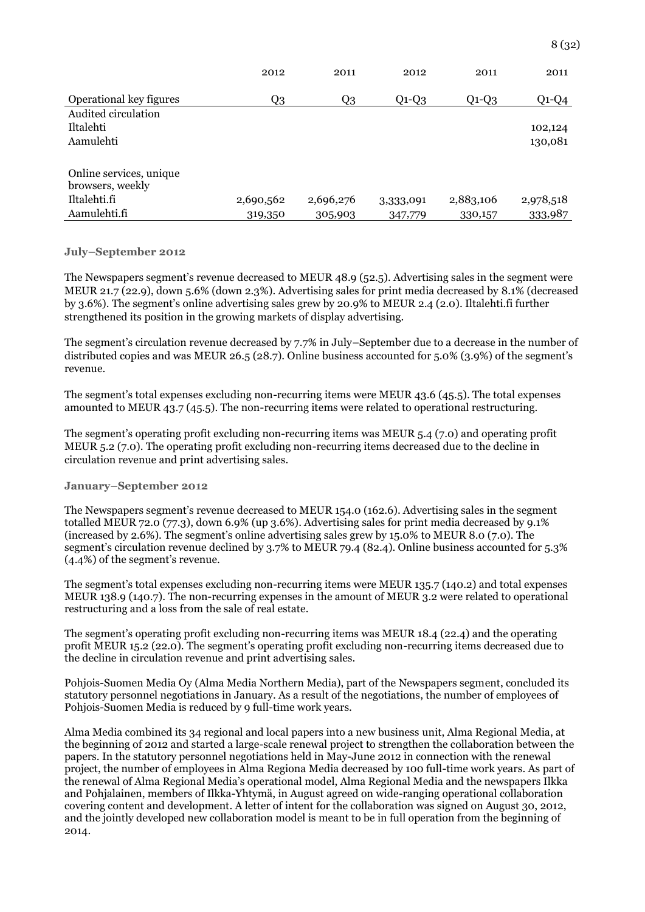| | 2012 | 2011 | 2012 | 2011 | 2011 |
|---|---|---|---|---|---|
| Operational key figures | Q3 | Q3 | Q1-Q3 | Q1-Q3 | Q1-Q4 |
| Audited circulation | | | | | |
| Iltalehti | | | | | 102,124 |
| Aamulehti | | | | | 130,081 |
| | | | | | |
| Online services, unique browsers, weekly | | | | | |
| Iltalehti.fi | 2,690,562 | 2,696,276 | 3,333,091 | 2,883,106 | 2,978,518 |
| Aamulehti.fi | 319,350 | 305,903 | 347,779 | 330,157 | 333,987 |

#### July–September 2012

The Newspapers segment's revenue decreased to MEUR 48.9 (52.5). Advertising sales in the segment were MEUR 21.7 (22.9), down 5.6% (down 2.3%). Advertising sales for print media decreased by 8.1% (decreased by 3.6%). The segment's online advertising sales grew by 20.9% to MEUR 2.4 (2.0). Iltalehti.fi further strengthened its position in the growing markets of display advertising.

The segment's circulation revenue decreased by 7.7% in July–September due to a decrease in the number of distributed copies and was MEUR 26.5 (28.7). Online business accounted for 5.0% (3.9%) of the segment's revenue.

The segment's total expenses excluding non-recurring items were MEUR 43.6 (45.5). The total expenses amounted to MEUR 43.7 (45.5). The non-recurring items were related to operational restructuring.

The segment's operating profit excluding non-recurring items was MEUR 5.4 (7.0) and operating profit MEUR 5.2 (7.0). The operating profit excluding non-recurring items decreased due to the decline in circulation revenue and print advertising sales.

#### January–September 2012

The Newspapers segment's revenue decreased to MEUR 154.0 (162.6). Advertising sales in the segment totalled MEUR 72.0 (77.3), down 6.9% (up 3.6%). Advertising sales for print media decreased by 9.1% (increased by 2.6%). The segment's online advertising sales grew by 15.0% to MEUR 8.0 (7.0). The segment's circulation revenue declined by 3.7% to MEUR 79.4 (82.4). Online business accounted for 5.3% (4.4%) of the segment's revenue.

The segment's total expenses excluding non-recurring items were MEUR 135.7 (140.2) and total expenses MEUR 138.9 (140.7). The non-recurring expenses in the amount of MEUR 3.2 were related to operational restructuring and a loss from the sale of real estate.

The segment's operating profit excluding non-recurring items was MEUR 18.4 (22.4) and the operating profit MEUR 15.2 (22.0). The segment's operating profit excluding non-recurring items decreased due to the decline in circulation revenue and print advertising sales.

Pohjois-Suomen Media Oy (Alma Media Northern Media), part of the Newspapers segment, concluded its statutory personnel negotiations in January. As a result of the negotiations, the number of employees of Pohjois-Suomen Media is reduced by 9 full-time work years.

Alma Media combined its 34 regional and local papers into a new business unit, Alma Regional Media, at the beginning of 2012 and started a large-scale renewal project to strengthen the collaboration between the papers. In the statutory personnel negotiations held in May-June 2012 in connection with the renewal project, the number of employees in Alma Regiona Media decreased by 100 full-time work years. As part of the renewal of Alma Regional Media's operational model, Alma Regional Media and the newspapers Ilkka and Pohjalainen, members of Ilkka-Yhtymä, in August agreed on wide-ranging operational collaboration covering content and development. A letter of intent for the collaboration was signed on August 30, 2012, and the jointly developed new collaboration model is meant to be in full operation from the beginning of 2014.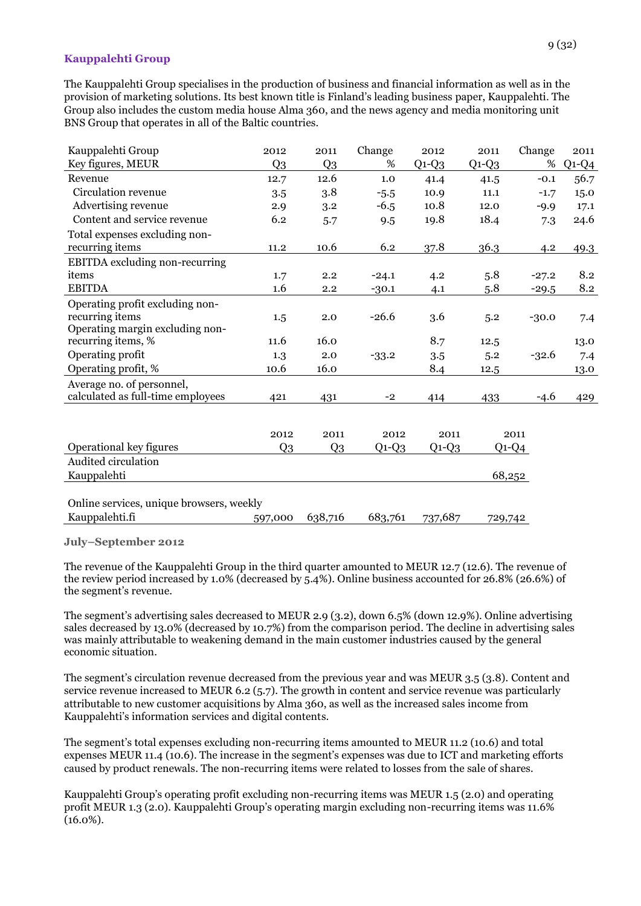### Kauppalehti Group

The Kauppalehti Group specialises in the production of business and financial information as well as in the provision of marketing solutions. Its best known title is Finland's leading business paper, Kauppalehti. The Group also includes the custom media house Alma 360, and the news agency and media monitoring unit BNS Group that operates in all of the Baltic countries.

| Kauppalehti Group Key figures, MEUR | 2012 Q3 | 2011 Q3 | Change % | 2012 Q1-Q3 | 2011 Q1-Q3 | Change % | 2011 Q1-Q4 |
|---|---|---|---|---|---|---|---|
| Revenue | 12.7 | 12.6 | 1.0 | 41.4 | 41.5 | -0.1 | 56.7 |
| Circulation revenue | 3.5 | 3.8 | -5.5 | 10.9 | 11.1 | -1.7 | 15.0 |
| Advertising revenue | 2.9 | 3.2 | -6.5 | 10.8 | 12.0 | -9.9 | 17.1 |
| Content and service revenue | 6.2 | 5.7 | 9.5 | 19.8 | 18.4 | 7.3 | 24.6 |
| Total expenses excluding non-recurring items | 11.2 | 10.6 | 6.2 | 37.8 | 36.3 | 4.2 | 49.3 |
| EBITDA excluding non-recurring items | 1.7 | 2.2 | -24.1 | 4.2 | 5.8 | -27.2 | 8.2 |
| EBITDA | 1.6 | 2.2 | -30.1 | 4.1 | 5.8 | -29.5 | 8.2 |
| Operating profit excluding non-recurring items | 1.5 | 2.0 | -26.6 | 3.6 | 5.2 | -30.0 | 7.4 |
| Operating margin excluding non-recurring items, % | 11.6 | 16.0 | | 8.7 | 12.5 | | 13.0 |
| Operating profit | 1.3 | 2.0 | -33.2 | 3.5 | 5.2 | -32.6 | 7.4 |
| Operating profit, % | 10.6 | 16.0 | | 8.4 | 12.5 | | 13.0 |
| Average no. of personnel, calculated as full-time employees | 421 | 431 | -2 | 414 | 433 | -4.6 | 429 |

| Operational key figures | 2012 Q3 | 2011 Q3 | 2012 Q1-Q3 | 2011 Q1-Q3 | 2011 Q1-Q4 |
|---|---|---|---|---|---|
| Audited circulation | | | | | |
| Kauppalehti | | | | | 68,252 |
| | | | | | |
| Online services, unique browsers, weekly | | | | | |
| Kauppalehti.fi | 597,000 | 638,716 | 683,761 | 737,687 | 729,742 |

**July–September 2012**

The revenue of the Kauppalehti Group in the third quarter amounted to MEUR 12.7 (12.6). The revenue of the review period increased by 1.0% (decreased by 5.4%). Online business accounted for 26.8% (26.6%) of the segment's revenue.

The segment's advertising sales decreased to MEUR 2.9 (3.2), down 6.5% (down 12.9%). Online advertising sales decreased by 13.0% (decreased by 10.7%) from the comparison period. The decline in advertising sales was mainly attributable to weakening demand in the main customer industries caused by the general economic situation.

The segment's circulation revenue decreased from the previous year and was MEUR 3.5 (3.8). Content and service revenue increased to MEUR 6.2 (5.7). The growth in content and service revenue was particularly attributable to new customer acquisitions by Alma 360, as well as the increased sales income from Kauppalehti's information services and digital contents.

The segment's total expenses excluding non-recurring items amounted to MEUR 11.2 (10.6) and total expenses MEUR 11.4 (10.6). The increase in the segment's expenses was due to ICT and marketing efforts caused by product renewals. The non-recurring items were related to losses from the sale of shares.

Kauppalehti Group's operating profit excluding non-recurring items was MEUR 1.5 (2.0) and operating profit MEUR 1.3 (2.0). Kauppalehti Group's operating margin excluding non-recurring items was 11.6% (16.0%).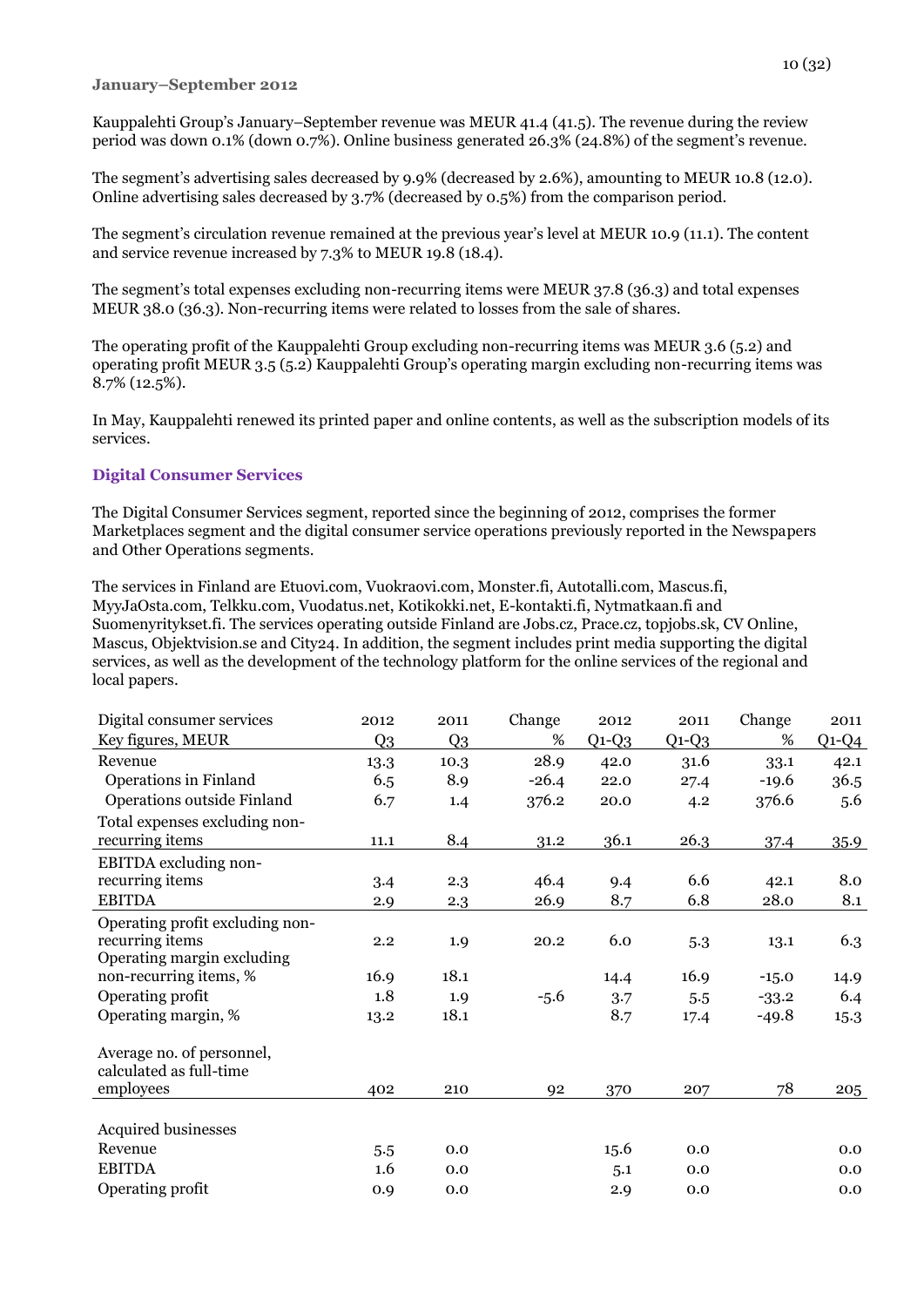**January–September 2012**

Kauppalehti Group's January–September revenue was MEUR 41.4 (41.5). The revenue during the review period was down 0.1% (down 0.7%). Online business generated 26.3% (24.8%) of the segment's revenue.

The segment's advertising sales decreased by 9.9% (decreased by 2.6%), amounting to MEUR 10.8 (12.0). Online advertising sales decreased by 3.7% (decreased by 0.5%) from the comparison period.

The segment's circulation revenue remained at the previous year's level at MEUR 10.9 (11.1). The content and service revenue increased by 7.3% to MEUR 19.8 (18.4).

The segment's total expenses excluding non-recurring items were MEUR 37.8 (36.3) and total expenses MEUR 38.0 (36.3). Non-recurring items were related to losses from the sale of shares.

The operating profit of the Kauppalehti Group excluding non-recurring items was MEUR 3.6 (5.2) and operating profit MEUR 3.5 (5.2) Kauppalehti Group's operating margin excluding non-recurring items was 8.7% (12.5%).

In May, Kauppalehti renewed its printed paper and online contents, as well as the subscription models of its services.

## Digital Consumer Services

The Digital Consumer Services segment, reported since the beginning of 2012, comprises the former Marketplaces segment and the digital consumer service operations previously reported in the Newspapers and Other Operations segments.

The services in Finland are Etuovi.com, Vuokraovi.com, Monster.fi, Autotalli.com, Mascus.fi, MyyJaOsta.com, Telkku.com, Vuodatus.net, Kotikokki.net, E-kontakti.fi, Nytmatkaan.fi and Suomenyritykset.fi. The services operating outside Finland are Jobs.cz, Prace.cz, topjobs.sk, CV Online, Mascus, Objektvision.se and City24. In addition, the segment includes print media supporting the digital services, as well as the development of the technology platform for the online services of the regional and local papers.

| Digital consumer services<br>Key figures, MEUR | 2012<br>Q3 | 2011<br>Q3 | Change<br>% | 2012<br>Q1-Q3 | 2011<br>Q1-Q3 | Change<br>% | 2011<br>Q1-Q4 |
|---|---|---|---|---|---|---|---|
| Revenue | 13.3 | 10.3 | 28.9 | 42.0 | 31.6 | 33.1 | 42.1 |
| Operations in Finland | 6.5 | 8.9 | -26.4 | 22.0 | 27.4 | -19.6 | 36.5 |
| Operations outside Finland | 6.7 | 1.4 | 376.2 | 20.0 | 4.2 | 376.6 | 5.6 |
| Total expenses excluding non-recurring items | 11.1 | 8.4 | 31.2 | 36.1 | 26.3 | 37.4 | 35.9 |
| EBITDA excluding non-recurring items | 3.4 | 2.3 | 46.4 | 9.4 | 6.6 | 42.1 | 8.0 |
| EBITDA | 2.9 | 2.3 | 26.9 | 8.7 | 6.8 | 28.0 | 8.1 |
| Operating profit excluding non-recurring items | 2.2 | 1.9 | 20.2 | 6.0 | 5.3 | 13.1 | 6.3 |
| Operating margin excluding non-recurring items, % | 16.9 | 18.1 | | 14.4 | 16.9 | -15.0 | 14.9 |
| Operating profit | 1.8 | 1.9 | -5.6 | 3.7 | 5.5 | -33.2 | 6.4 |
| Operating margin, % | 13.2 | 18.1 | | 8.7 | 17.4 | -49.8 | 15.3 |
| Average no. of personnel, calculated as full-time employees | 402 | 210 | 92 | 370 | 207 | 78 | 205 |
| Acquired businesses | | | | | | | |
| Revenue | 5.5 | 0.0 | | 15.6 | 0.0 | | 0.0 |
| EBITDA | 1.6 | 0.0 | | 5.1 | 0.0 | | 0.0 |
| Operating profit | 0.9 | 0.0 | | 2.9 | 0.0 | | 0.0 |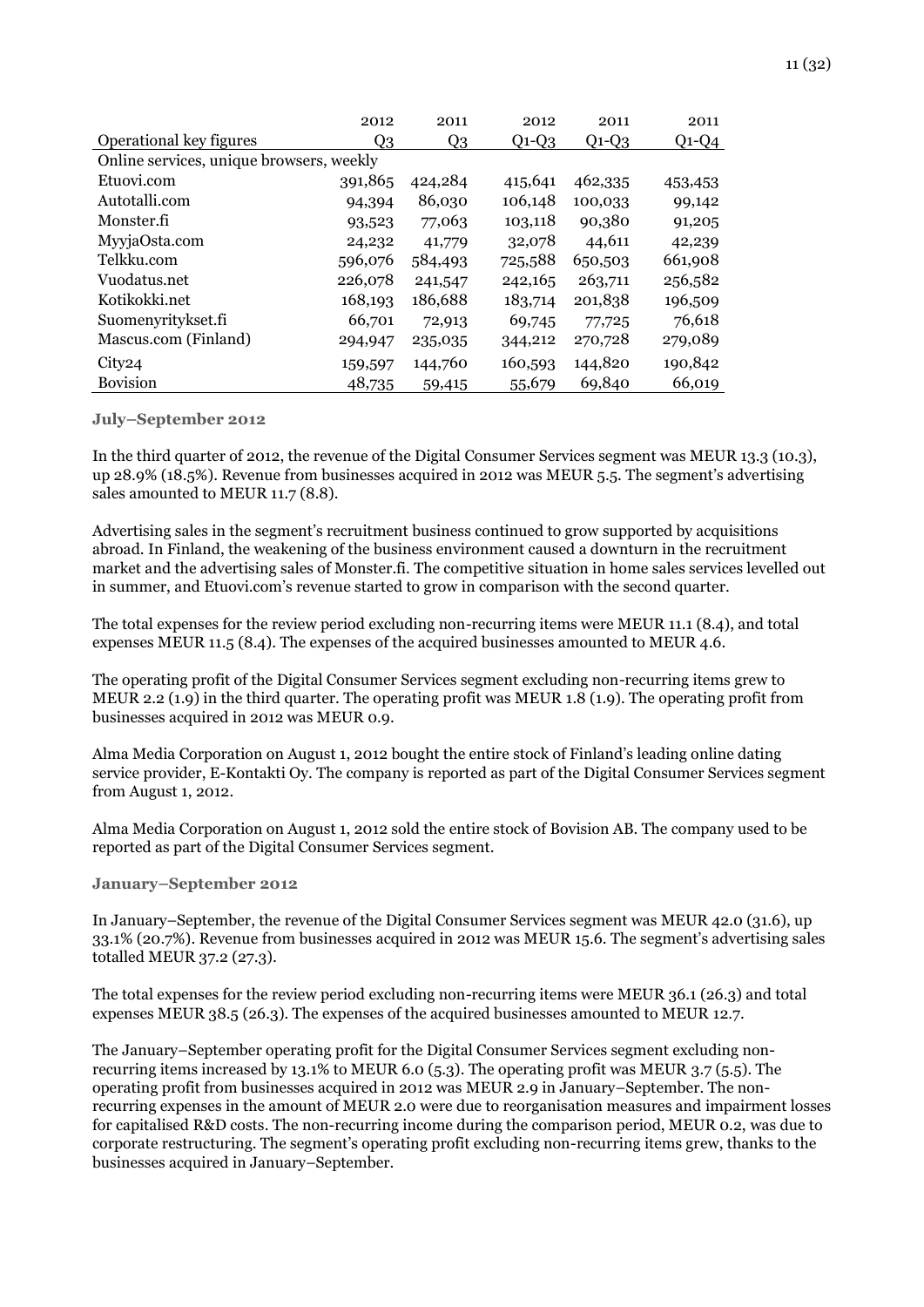| Operational key figures | 2012 Q3 | 2011 Q3 | 2012 Q1-Q3 | 2011 Q1-Q3 | 2011 Q1-Q4 |
|---|---|---|---|---|---|
| Online services, unique browsers, weekly | | | | | |
| Etuovi.com | 391,865 | 424,284 | 415,641 | 462,335 | 453,453 |
| Autotalli.com | 94,394 | 86,030 | 106,148 | 100,033 | 99,142 |
| Monster.fi | 93,523 | 77,063 | 103,118 | 90,380 | 91,205 |
| MyyjaOsta.com | 24,232 | 41,779 | 32,078 | 44,611 | 42,239 |
| Telkku.com | 596,076 | 584,493 | 725,588 | 650,503 | 661,908 |
| Vuodatus.net | 226,078 | 241,547 | 242,165 | 263,711 | 256,582 |
| Kotikokki.net | 168,193 | 186,688 | 183,714 | 201,838 | 196,509 |
| Suomenyritykset.fi | 66,701 | 72,913 | 69,745 | 77,725 | 76,618 |
| Mascus.com (Finland) | 294,947 | 235,035 | 344,212 | 270,728 | 279,089 |
| City24 | 159,597 | 144,760 | 160,593 | 144,820 | 190,842 |
| Bovision | 48,735 | 59,415 | 55,679 | 69,840 | 66,019 |

### July–September 2012

In the third quarter of 2012, the revenue of the Digital Consumer Services segment was MEUR 13.3 (10.3), up 28.9% (18.5%). Revenue from businesses acquired in 2012 was MEUR 5.5. The segment's advertising sales amounted to MEUR 11.7 (8.8).

Advertising sales in the segment's recruitment business continued to grow supported by acquisitions abroad. In Finland, the weakening of the business environment caused a downturn in the recruitment market and the advertising sales of Monster.fi. The competitive situation in home sales services levelled out in summer, and Etuovi.com's revenue started to grow in comparison with the second quarter.

The total expenses for the review period excluding non-recurring items were MEUR 11.1 (8.4), and total expenses MEUR 11.5 (8.4). The expenses of the acquired businesses amounted to MEUR 4.6.

The operating profit of the Digital Consumer Services segment excluding non-recurring items grew to MEUR 2.2 (1.9) in the third quarter. The operating profit was MEUR 1.8 (1.9). The operating profit from businesses acquired in 2012 was MEUR 0.9.

Alma Media Corporation on August 1, 2012 bought the entire stock of Finland's leading online dating service provider, E-Kontakti Oy. The company is reported as part of the Digital Consumer Services segment from August 1, 2012.

Alma Media Corporation on August 1, 2012 sold the entire stock of Bovision AB. The company used to be reported as part of the Digital Consumer Services segment.

### January–September 2012

In January–September, the revenue of the Digital Consumer Services segment was MEUR 42.0 (31.6), up 33.1% (20.7%). Revenue from businesses acquired in 2012 was MEUR 15.6. The segment's advertising sales totalled MEUR 37.2 (27.3).

The total expenses for the review period excluding non-recurring items were MEUR 36.1 (26.3) and total expenses MEUR 38.5 (26.3). The expenses of the acquired businesses amounted to MEUR 12.7.

The January–September operating profit for the Digital Consumer Services segment excluding non-recurring items increased by 13.1% to MEUR 6.0 (5.3). The operating profit was MEUR 3.7 (5.5). The operating profit from businesses acquired in 2012 was MEUR 2.9 in January–September. The non-recurring expenses in the amount of MEUR 2.0 were due to reorganisation measures and impairment losses for capitalised R&D costs. The non-recurring income during the comparison period, MEUR 0.2, was due to corporate restructuring. The segment's operating profit excluding non-recurring items grew, thanks to the businesses acquired in January–September.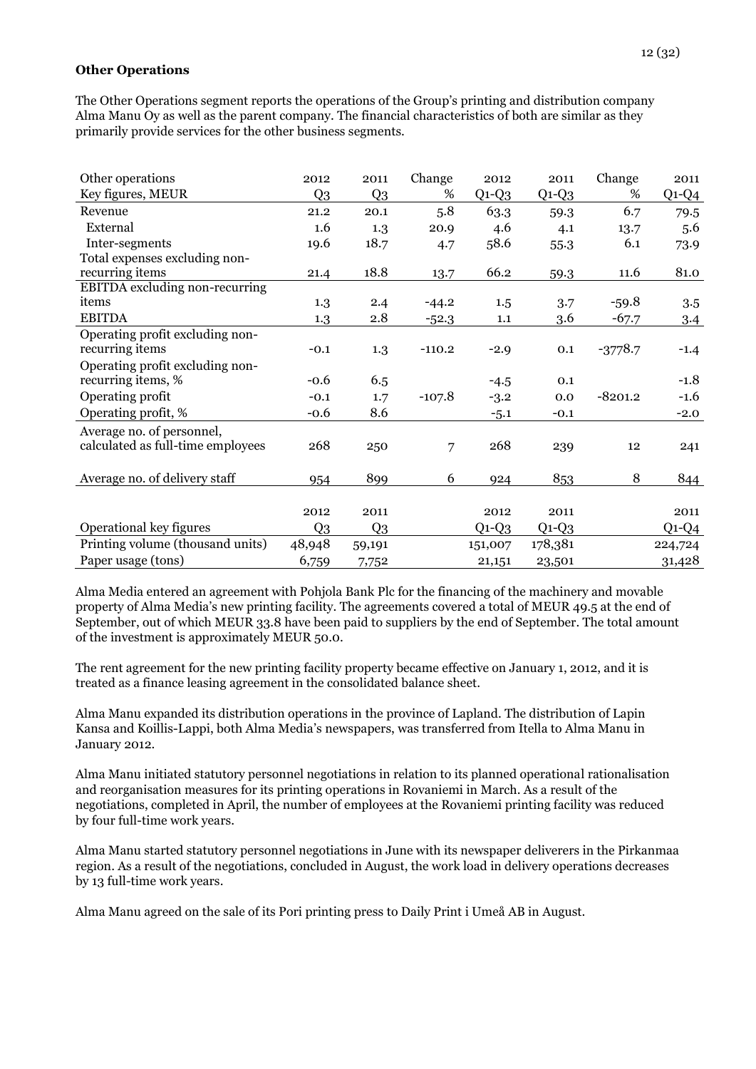**Other Operations**

The Other Operations segment reports the operations of the Group's printing and distribution company Alma Manu Oy as well as the parent company. The financial characteristics of both are similar as they primarily provide services for the other business segments.

| Other operations<br>Key figures, MEUR | 2012<br>Q3 | 2011<br>Q3 | Change<br>% | 2012<br>Q1-Q3 | 2011<br>Q1-Q3 | Change<br>% | 2011<br>Q1-Q4 |
|---|---|---|---|---|---|---|---|
| Revenue | 21.2 | 20.1 | 5.8 | 63.3 | 59.3 | 6.7 | 79.5 |
| External | 1.6 | 1.3 | 20.9 | 4.6 | 4.1 | 13.7 | 5.6 |
| Inter-segments | 19.6 | 18.7 | 4.7 | 58.6 | 55.3 | 6.1 | 73.9 |
| Total expenses excluding non-recurring items | 21.4 | 18.8 | 13.7 | 66.2 | 59.3 | 11.6 | 81.0 |
| EBITDA excluding non-recurring items | 1.3 | 2.4 | -44.2 | 1.5 | 3.7 | -59.8 | 3.5 |
| EBITDA | 1.3 | 2.8 | -52.3 | 1.1 | 3.6 | -67.7 | 3.4 |
| Operating profit excluding non-recurring items | -0.1 | 1.3 | -110.2 | -2.9 | 0.1 | -3778.7 | -1.4 |
| Operating profit excluding non-recurring items, % | -0.6 | 6.5 | | -4.5 | 0.1 | | -1.8 |
| Operating profit | -0.1 | 1.7 | -107.8 | -3.2 | 0.0 | -8201.2 | -1.6 |
| Operating profit, % | -0.6 | 8.6 | | -5.1 | -0.1 | | -2.0 |
| Average no. of personnel, calculated as full-time employees | 268 | 250 | 7 | 268 | 239 | 12 | 241 |
| Average no. of delivery staff | 954 | 899 | 6 | 924 | 853 | 8 | 844 |

| Operational key figures | 2012<br>Q3 | 2011<br>Q3 | 2012<br>Q1-Q3 | 2011<br>Q1-Q3 | 2011<br>Q1-Q4 |
|---|---|---|---|---|---|
| Printing volume (thousand units) | 48,948 | 59,191 | 151,007 | 178,381 | 224,724 |
| Paper usage (tons) | 6,759 | 7,752 | 21,151 | 23,501 | 31,428 |

Alma Media entered an agreement with Pohjola Bank Plc for the financing of the machinery and movable property of Alma Media's new printing facility. The agreements covered a total of MEUR 49.5 at the end of September, out of which MEUR 33.8 have been paid to suppliers by the end of September. The total amount of the investment is approximately MEUR 50.0.

The rent agreement for the new printing facility property became effective on January 1, 2012, and it is treated as a finance leasing agreement in the consolidated balance sheet.

Alma Manu expanded its distribution operations in the province of Lapland. The distribution of Lapin Kansa and Koillis-Lappi, both Alma Media's newspapers, was transferred from Itella to Alma Manu in January 2012.

Alma Manu initiated statutory personnel negotiations in relation to its planned operational rationalisation and reorganisation measures for its printing operations in Rovaniemi in March. As a result of the negotiations, completed in April, the number of employees at the Rovaniemi printing facility was reduced by four full-time work years.

Alma Manu started statutory personnel negotiations in June with its newspaper deliverers in the Pirkanmaa region. As a result of the negotiations, concluded in August, the work load in delivery operations decreases by 13 full-time work years.

Alma Manu agreed on the sale of its Pori printing press to Daily Print i Umeå AB in August.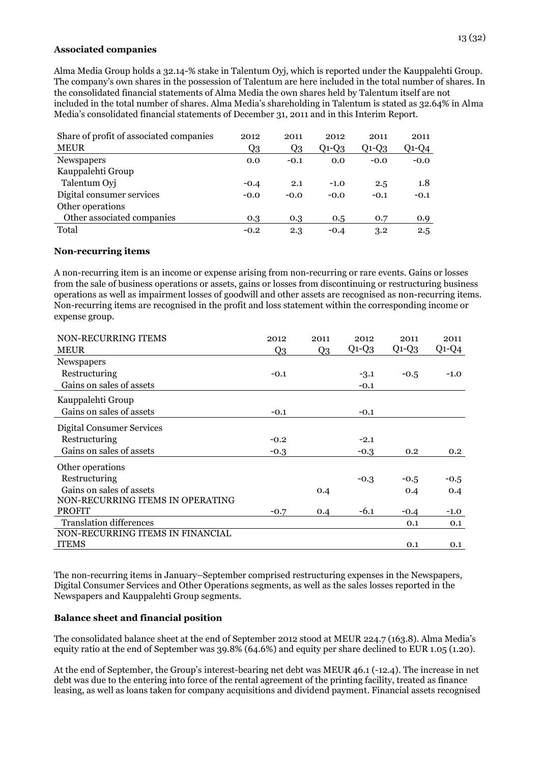### Associated companies

Alma Media Group holds a 32.14-% stake in Talentum Oyj, which is reported under the Kauppalehti Group. The company's own shares in the possession of Talentum are here included in the total number of shares. In the consolidated financial statements of Alma Media the own shares held by Talentum itself are not included in the total number of shares. Alma Media's shareholding in Talentum is stated as 32.64% in Alma Media's consolidated financial statements of December 31, 2011 and in this Interim Report.

| Share of profit of associated companies | 2012 | 2011 | 2012 | 2011 | 2011 |
|---|---|---|---|---|---|
| MEUR | Q3 | Q3 | Q1-Q3 | Q1-Q3 | Q1-Q4 |
| Newspapers | 0.0 | -0.1 | 0.0 | -0.0 | -0.0 |
| Kauppalehti Group | | | | | |
| Talentum Oyj | -0.4 | 2.1 | -1.0 | 2.5 | 1.8 |
| Digital consumer services | -0.0 | -0.0 | -0.0 | -0.1 | -0.1 |
| Other operations | | | | | |
| Other associated companies | 0.3 | 0.3 | 0.5 | 0.7 | 0.9 |
| Total | -0.2 | 2.3 | -0.4 | 3.2 | 2.5 |

### Non-recurring items

A non-recurring item is an income or expense arising from non-recurring or rare events. Gains or losses from the sale of business operations or assets, gains or losses from discontinuing or restructuring business operations as well as impairment losses of goodwill and other assets are recognised as non-recurring items. Non-recurring items are recognised in the profit and loss statement within the corresponding income or expense group.

| NON-RECURRING ITEMS | 2012 | 2011 | 2012 | 2011 | 2011 |
|---|---|---|---|---|---|
| MEUR | Q3 | Q3 | Q1-Q3 | Q1-Q3 | Q1-Q4 |
| Newspapers | | | | | |
| Restructuring | -0.1 | | -3.1 | -0.5 | -1.0 |
| Gains on sales of assets | | | -0.1 | | |
| Kauppalehti Group | | | | | |
| Gains on sales of assets | -0.1 | | -0.1 | | |
| Digital Consumer Services | | | | | |
| Restructuring | -0.2 | | -2.1 | | |
| Gains on sales of assets | -0.3 | | -0.3 | 0.2 | 0.2 |
| Other operations | | | | | |
| Restructuring | | | -0.3 | -0.5 | -0.5 |
| Gains on sales of assets | | 0.4 | | 0.4 | 0.4 |
| NON-RECURRING ITEMS IN OPERATING PROFIT | -0.7 | 0.4 | -6.1 | -0.4 | -1.0 |
| Translation differences | | | | 0.1 | 0.1 |
| NON-RECURRING ITEMS IN FINANCIAL ITEMS | | | | 0.1 | 0.1 |

The non-recurring items in January–September comprised restructuring expenses in the Newspapers, Digital Consumer Services and Other Operations segments, as well as the sales losses reported in the Newspapers and Kauppalehti Group segments.

### Balance sheet and financial position

The consolidated balance sheet at the end of September 2012 stood at MEUR 224.7 (163.8). Alma Media's equity ratio at the end of September was 39.8% (64.6%) and equity per share declined to EUR 1.05 (1.20).

At the end of September, the Group's interest-bearing net debt was MEUR 46.1 (-12.4). The increase in net debt was due to the entering into force of the rental agreement of the printing facility, treated as finance leasing, as well as loans taken for company acquisitions and dividend payment. Financial assets recognised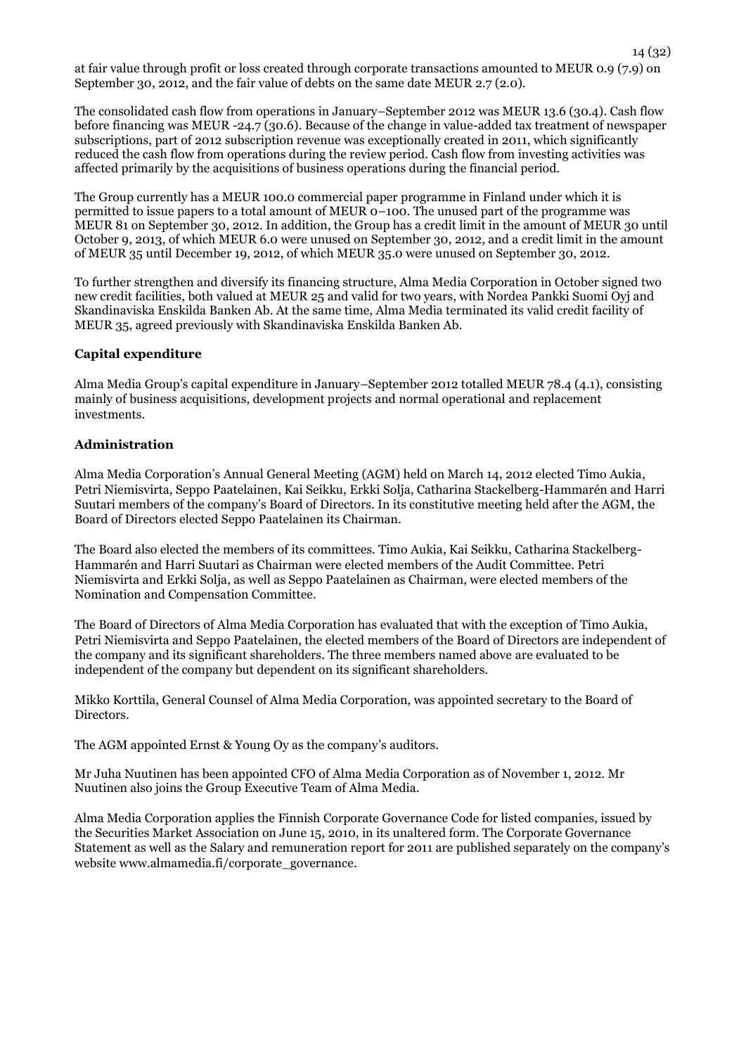at fair value through profit or loss created through corporate transactions amounted to MEUR 0.9 (7.9) on September 30, 2012, and the fair value of debts on the same date MEUR 2.7 (2.0).

The consolidated cash flow from operations in January–September 2012 was MEUR 13.6 (30.4). Cash flow before financing was MEUR -24.7 (30.6). Because of the change in value-added tax treatment of newspaper subscriptions, part of 2012 subscription revenue was exceptionally created in 2011, which significantly reduced the cash flow from operations during the review period. Cash flow from investing activities was affected primarily by the acquisitions of business operations during the financial period.

The Group currently has a MEUR 100.0 commercial paper programme in Finland under which it is permitted to issue papers to a total amount of MEUR 0–100. The unused part of the programme was MEUR 81 on September 30, 2012. In addition, the Group has a credit limit in the amount of MEUR 30 until October 9, 2013, of which MEUR 6.0 were unused on September 30, 2012, and a credit limit in the amount of MEUR 35 until December 19, 2012, of which MEUR 35.0 were unused on September 30, 2012.

To further strengthen and diversify its financing structure, Alma Media Corporation in October signed two new credit facilities, both valued at MEUR 25 and valid for two years, with Nordea Pankki Suomi Oyj and Skandinaviska Enskilda Banken Ab. At the same time, Alma Media terminated its valid credit facility of MEUR 35, agreed previously with Skandinaviska Enskilda Banken Ab.

**Capital expenditure**

Alma Media Group's capital expenditure in January–September 2012 totalled MEUR 78.4 (4.1), consisting mainly of business acquisitions, development projects and normal operational and replacement investments.

**Administration**

Alma Media Corporation's Annual General Meeting (AGM) held on March 14, 2012 elected Timo Aukia, Petri Niemisvirta, Seppo Paatelainen, Kai Seikku, Erkki Solja, Catharina Stackelberg-Hammarén and Harri Suutari members of the company's Board of Directors. In its constitutive meeting held after the AGM, the Board of Directors elected Seppo Paatelainen its Chairman.

The Board also elected the members of its committees. Timo Aukia, Kai Seikku, Catharina Stackelberg-Hammarén and Harri Suutari as Chairman were elected members of the Audit Committee. Petri Niemisvirta and Erkki Solja, as well as Seppo Paatelainen as Chairman, were elected members of the Nomination and Compensation Committee.

The Board of Directors of Alma Media Corporation has evaluated that with the exception of Timo Aukia, Petri Niemisvirta and Seppo Paatelainen, the elected members of the Board of Directors are independent of the company and its significant shareholders. The three members named above are evaluated to be independent of the company but dependent on its significant shareholders.

Mikko Korttila, General Counsel of Alma Media Corporation, was appointed secretary to the Board of Directors.

The AGM appointed Ernst & Young Oy as the company's auditors.

Mr Juha Nuutinen has been appointed CFO of Alma Media Corporation as of November 1, 2012. Mr Nuutinen also joins the Group Executive Team of Alma Media.

Alma Media Corporation applies the Finnish Corporate Governance Code for listed companies, issued by the Securities Market Association on June 15, 2010, in its unaltered form. The Corporate Governance Statement as well as the Salary and remuneration report for 2011 are published separately on the company's website www.almamedia.fi/corporate_governance.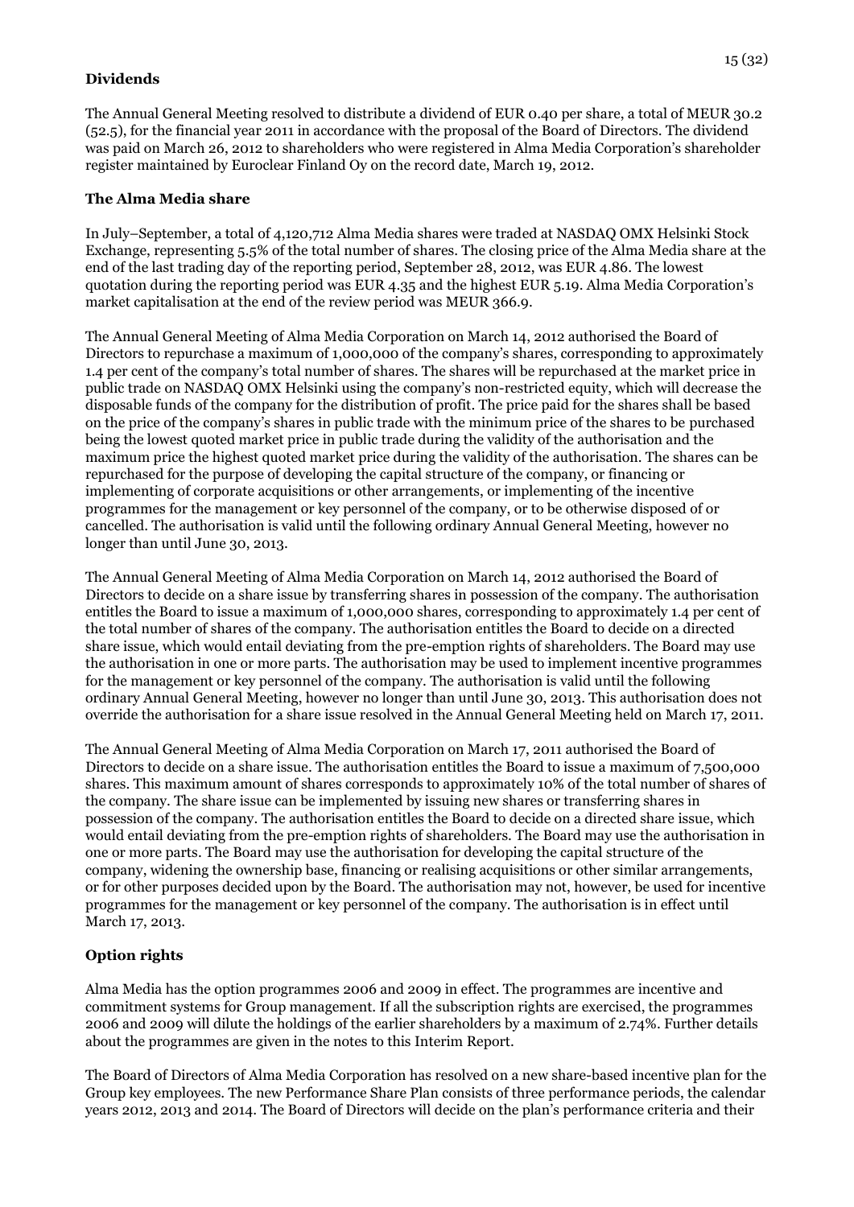### Dividends

The Annual General Meeting resolved to distribute a dividend of EUR 0.40 per share, a total of MEUR 30.2 (52.5), for the financial year 2011 in accordance with the proposal of the Board of Directors. The dividend was paid on March 26, 2012 to shareholders who were registered in Alma Media Corporation's shareholder register maintained by Euroclear Finland Oy on the record date, March 19, 2012.

### The Alma Media share

In July–September, a total of 4,120,712 Alma Media shares were traded at NASDAQ OMX Helsinki Stock Exchange, representing 5.5% of the total number of shares. The closing price of the Alma Media share at the end of the last trading day of the reporting period, September 28, 2012, was EUR 4.86. The lowest quotation during the reporting period was EUR 4.35 and the highest EUR 5.19. Alma Media Corporation's market capitalisation at the end of the review period was MEUR 366.9.

The Annual General Meeting of Alma Media Corporation on March 14, 2012 authorised the Board of Directors to repurchase a maximum of 1,000,000 of the company's shares, corresponding to approximately 1.4 per cent of the company's total number of shares. The shares will be repurchased at the market price in public trade on NASDAQ OMX Helsinki using the company's non-restricted equity, which will decrease the disposable funds of the company for the distribution of profit. The price paid for the shares shall be based on the price of the company's shares in public trade with the minimum price of the shares to be purchased being the lowest quoted market price in public trade during the validity of the authorisation and the maximum price the highest quoted market price during the validity of the authorisation. The shares can be repurchased for the purpose of developing the capital structure of the company, or financing or implementing of corporate acquisitions or other arrangements, or implementing of the incentive programmes for the management or key personnel of the company, or to be otherwise disposed of or cancelled. The authorisation is valid until the following ordinary Annual General Meeting, however no longer than until June 30, 2013.

The Annual General Meeting of Alma Media Corporation on March 14, 2012 authorised the Board of Directors to decide on a share issue by transferring shares in possession of the company. The authorisation entitles the Board to issue a maximum of 1,000,000 shares, corresponding to approximately 1.4 per cent of the total number of shares of the company. The authorisation entitles the Board to decide on a directed share issue, which would entail deviating from the pre-emption rights of shareholders. The Board may use the authorisation in one or more parts. The authorisation may be used to implement incentive programmes for the management or key personnel of the company. The authorisation is valid until the following ordinary Annual General Meeting, however no longer than until June 30, 2013. This authorisation does not override the authorisation for a share issue resolved in the Annual General Meeting held on March 17, 2011.

The Annual General Meeting of Alma Media Corporation on March 17, 2011 authorised the Board of Directors to decide on a share issue. The authorisation entitles the Board to issue a maximum of 7,500,000 shares. This maximum amount of shares corresponds to approximately 10% of the total number of shares of the company. The share issue can be implemented by issuing new shares or transferring shares in possession of the company. The authorisation entitles the Board to decide on a directed share issue, which would entail deviating from the pre-emption rights of shareholders. The Board may use the authorisation in one or more parts. The Board may use the authorisation for developing the capital structure of the company, widening the ownership base, financing or realising acquisitions or other similar arrangements, or for other purposes decided upon by the Board. The authorisation may not, however, be used for incentive programmes for the management or key personnel of the company. The authorisation is in effect until March 17, 2013.

### Option rights

Alma Media has the option programmes 2006 and 2009 in effect. The programmes are incentive and commitment systems for Group management. If all the subscription rights are exercised, the programmes 2006 and 2009 will dilute the holdings of the earlier shareholders by a maximum of 2.74%. Further details about the programmes are given in the notes to this Interim Report.

The Board of Directors of Alma Media Corporation has resolved on a new share-based incentive plan for the Group key employees. The new Performance Share Plan consists of three performance periods, the calendar years 2012, 2013 and 2014. The Board of Directors will decide on the plan's performance criteria and their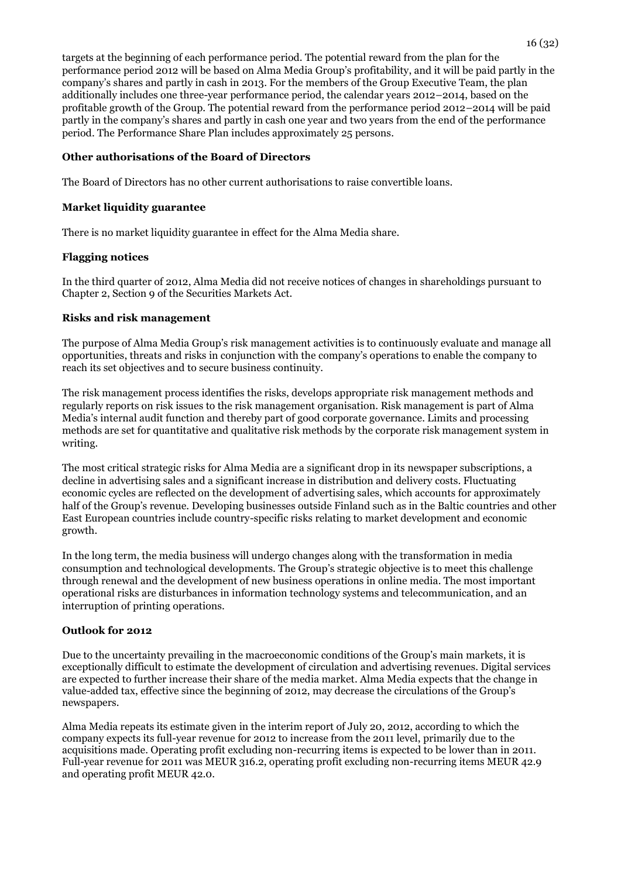targets at the beginning of each performance period. The potential reward from the plan for the performance period 2012 will be based on Alma Media Group's profitability, and it will be paid partly in the company's shares and partly in cash in 2013. For the members of the Group Executive Team, the plan additionally includes one three-year performance period, the calendar years 2012–2014, based on the profitable growth of the Group. The potential reward from the performance period 2012–2014 will be paid partly in the company's shares and partly in cash one year and two years from the end of the performance period. The Performance Share Plan includes approximately 25 persons.

**Other authorisations of the Board of Directors**

The Board of Directors has no other current authorisations to raise convertible loans.

**Market liquidity guarantee**

There is no market liquidity guarantee in effect for the Alma Media share.

**Flagging notices**

In the third quarter of 2012, Alma Media did not receive notices of changes in shareholdings pursuant to Chapter 2, Section 9 of the Securities Markets Act.

**Risks and risk management**

The purpose of Alma Media Group's risk management activities is to continuously evaluate and manage all opportunities, threats and risks in conjunction with the company's operations to enable the company to reach its set objectives and to secure business continuity.

The risk management process identifies the risks, develops appropriate risk management methods and regularly reports on risk issues to the risk management organisation. Risk management is part of Alma Media's internal audit function and thereby part of good corporate governance. Limits and processing methods are set for quantitative and qualitative risk methods by the corporate risk management system in writing.

The most critical strategic risks for Alma Media are a significant drop in its newspaper subscriptions, a decline in advertising sales and a significant increase in distribution and delivery costs. Fluctuating economic cycles are reflected on the development of advertising sales, which accounts for approximately half of the Group's revenue. Developing businesses outside Finland such as in the Baltic countries and other East European countries include country-specific risks relating to market development and economic growth.

In the long term, the media business will undergo changes along with the transformation in media consumption and technological developments. The Group's strategic objective is to meet this challenge through renewal and the development of new business operations in online media. The most important operational risks are disturbances in information technology systems and telecommunication, and an interruption of printing operations.

**Outlook for 2012**

Due to the uncertainty prevailing in the macroeconomic conditions of the Group's main markets, it is exceptionally difficult to estimate the development of circulation and advertising revenues. Digital services are expected to further increase their share of the media market. Alma Media expects that the change in value-added tax, effective since the beginning of 2012, may decrease the circulations of the Group's newspapers.

Alma Media repeats its estimate given in the interim report of July 20, 2012, according to which the company expects its full-year revenue for 2012 to increase from the 2011 level, primarily due to the acquisitions made. Operating profit excluding non-recurring items is expected to be lower than in 2011. Full-year revenue for 2011 was MEUR 316.2, operating profit excluding non-recurring items MEUR 42.9 and operating profit MEUR 42.0.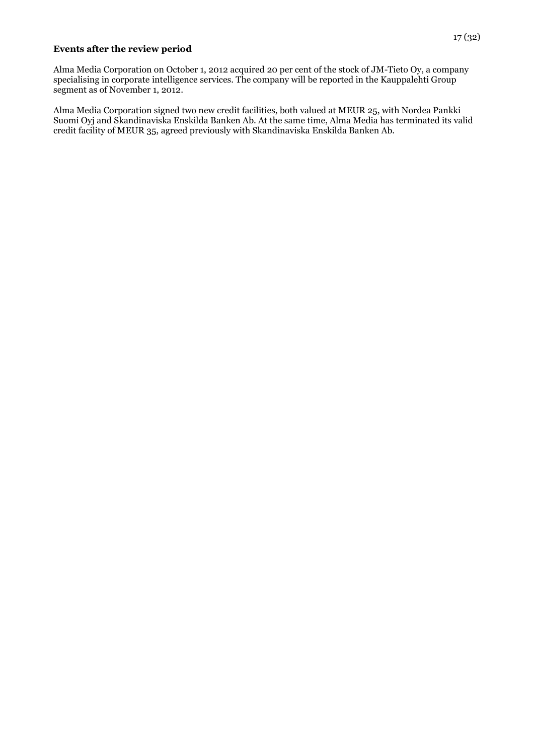**Events after the review period**

Alma Media Corporation on October 1, 2012 acquired 20 per cent of the stock of JM-Tieto Oy, a company specialising in corporate intelligence services. The company will be reported in the Kauppalehti Group segment as of November 1, 2012.

Alma Media Corporation signed two new credit facilities, both valued at MEUR 25, with Nordea Pankki Suomi Oyj and Skandinaviska Enskilda Banken Ab. At the same time, Alma Media has terminated its valid credit facility of MEUR 35, agreed previously with Skandinaviska Enskilda Banken Ab.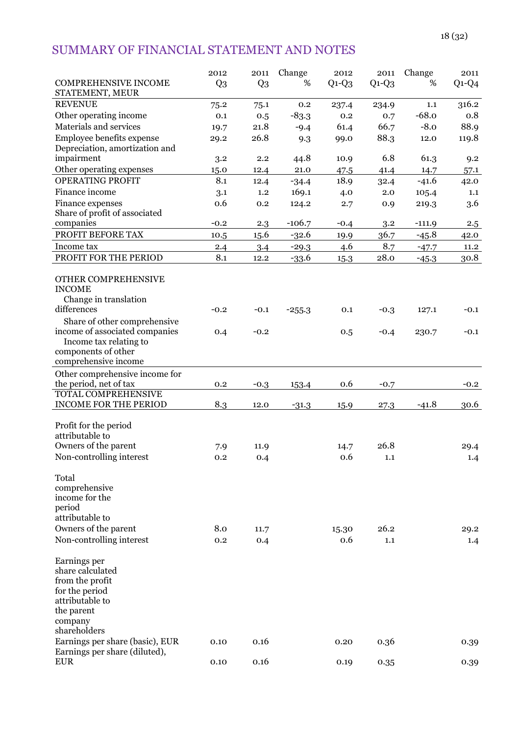## SUMMARY OF FINANCIAL STATEMENT AND NOTES

| COMPREHENSIVE INCOME STATEMENT, MEUR | 2012 Q3 | 2011 Q3 | Change % | 2012 Q1-Q3 | 2011 Q1-Q3 | Change % | 2011 Q1-Q4 |
|---|---|---|---|---|---|---|---|
| REVENUE | 75.2 | 75.1 | 0.2 | 237.4 | 234.9 | 1.1 | 316.2 |
| Other operating income | 0.1 | 0.5 | -83.3 | 0.2 | 0.7 | -68.0 | 0.8 |
| Materials and services | 19.7 | 21.8 | -9.4 | 61.4 | 66.7 | -8.0 | 88.9 |
| Employee benefits expense | 29.2 | 26.8 | 9.3 | 99.0 | 88.3 | 12.0 | 119.8 |
| Depreciation, amortization and impairment | 3.2 | 2.2 | 44.8 | 10.9 | 6.8 | 61.3 | 9.2 |
| Other operating expenses | 15.0 | 12.4 | 21.0 | 47.5 | 41.4 | 14.7 | 57.1 |
| OPERATING PROFIT | 8.1 | 12.4 | -34.4 | 18.9 | 32.4 | -41.6 | 42.0 |
| Finance income | 3.1 | 1.2 | 169.1 | 4.0 | 2.0 | 105.4 | 1.1 |
| Finance expenses | 0.6 | 0.2 | 124.2 | 2.7 | 0.9 | 219.3 | 3.6 |
| Share of profit of associated companies | -0.2 | 2.3 | -106.7 | -0.4 | 3.2 | -111.9 | 2.5 |
| PROFIT BEFORE TAX | 10.5 | 15.6 | -32.6 | 19.9 | 36.7 | -45.8 | 42.0 |
| Income tax | 2.4 | 3.4 | -29.3 | 4.6 | 8.7 | -47.7 | 11.2 |
| PROFIT FOR THE PERIOD | 8.1 | 12.2 | -33.6 | 15.3 | 28.0 | -45.3 | 30.8 |
| | | | | | | | |
| OTHER COMPREHENSIVE INCOME | | | | | | | |
| Change in translation differences | -0.2 | -0.1 | -255.3 | 0.1 | -0.3 | 127.1 | -0.1 |
| Share of other comprehensive income of associated companies | 0.4 | -0.2 | | 0.5 | -0.4 | 230.7 | -0.1 |
| Income tax relating to components of other comprehensive income | | | | | | | |
| Other comprehensive income for the period, net of tax | 0.2 | -0.3 | 153.4 | 0.6 | -0.7 | | -0.2 |
| TOTAL COMPREHENSIVE INCOME FOR THE PERIOD | 8.3 | 12.0 | -31.3 | 15.9 | 27.3 | -41.8 | 30.6 |
| | | | | | | | |
| Profit for the period attributable to | | | | | | | |
| Owners of the parent | 7.9 | 11.9 | | 14.7 | 26.8 | | 29.4 |
| Non-controlling interest | 0.2 | 0.4 | | 0.6 | 1.1 | | 1.4 |
| | | | | | | | |
| Total comprehensive income for the period attributable to | | | | | | | |
| Owners of the parent | 8.0 | 11.7 | | 15.30 | 26.2 | | 29.2 |
| Non-controlling interest | 0.2 | 0.4 | | 0.6 | 1.1 | | 1.4 |
| | | | | | | | |
| Earnings per share calculated from the profit for the period attributable to the parent company shareholders | | | | | | | |
| Earnings per share (basic), EUR | 0.10 | 0.16 | | 0.20 | 0.36 | | 0.39 |
| Earnings per share (diluted), EUR | 0.10 | 0.16 | | 0.19 | 0.35 | | 0.39 |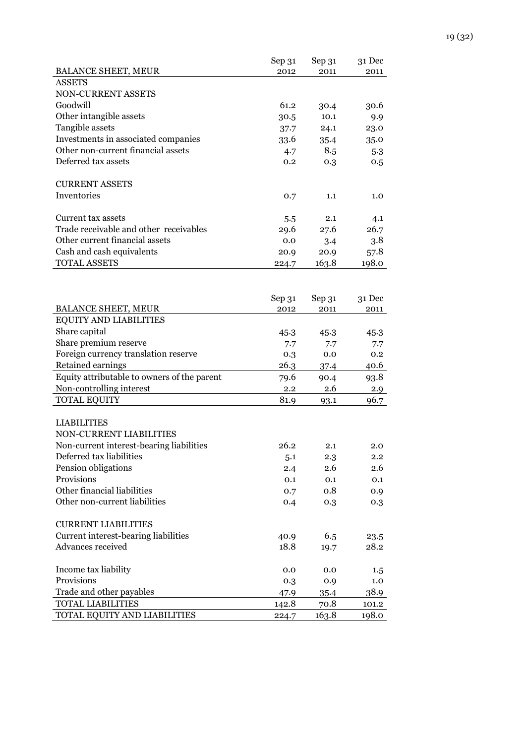| BALANCE SHEET, MEUR | Sep 31 2012 | Sep 31 2011 | 31 Dec 2011 |
|---|---|---|---|
| ASSETS | | | |
| NON-CURRENT ASSETS | | | |
| Goodwill | 61.2 | 30.4 | 30.6 |
| Other intangible assets | 30.5 | 10.1 | 9.9 |
| Tangible assets | 37.7 | 24.1 | 23.0 |
| Investments in associated companies | 33.6 | 35.4 | 35.0 |
| Other non-current financial assets | 4.7 | 8.5 | 5.3 |
| Deferred tax assets | 0.2 | 0.3 | 0.5 |
| | | | |
| CURRENT ASSETS | | | |
| Inventories | 0.7 | 1.1 | 1.0 |
| | | | |
| Current tax assets | 5.5 | 2.1 | 4.1 |
| Trade receivable and other receivables | 29.6 | 27.6 | 26.7 |
| Other current financial assets | 0.0 | 3.4 | 3.8 |
| Cash and cash equivalents | 20.9 | 20.9 | 57.8 |
| TOTAL ASSETS | 224.7 | 163.8 | 198.0 |

| BALANCE SHEET, MEUR | Sep 31 2012 | Sep 31 2011 | 31 Dec 2011 |
|---|---|---|---|
| EQUITY AND LIABILITIES | | | |
| Share capital | 45.3 | 45.3 | 45.3 |
| Share premium reserve | 7.7 | 7.7 | 7.7 |
| Foreign currency translation reserve | 0.3 | 0.0 | 0.2 |
| Retained earnings | 26.3 | 37.4 | 40.6 |
| Equity attributable to owners of the parent | 79.6 | 90.4 | 93.8 |
| Non-controlling interest | 2.2 | 2.6 | 2.9 |
| TOTAL EQUITY | 81.9 | 93.1 | 96.7 |
| | | | |
| LIABILITIES | | | |
| NON-CURRENT LIABILITIES | | | |
| Non-current interest-bearing liabilities | 26.2 | 2.1 | 2.0 |
| Deferred tax liabilities | 5.1 | 2.3 | 2.2 |
| Pension obligations | 2.4 | 2.6 | 2.6 |
| Provisions | 0.1 | 0.1 | 0.1 |
| Other financial liabilities | 0.7 | 0.8 | 0.9 |
| Other non-current liabilities | 0.4 | 0.3 | 0.3 |
| | | | |
| CURRENT LIABILITIES | | | |
| Current interest-bearing liabilities | 40.9 | 6.5 | 23.5 |
| Advances received | 18.8 | 19.7 | 28.2 |
| | | | |
| Income tax liability | 0.0 | 0.0 | 1.5 |
| Provisions | 0.3 | 0.9 | 1.0 |
| Trade and other payables | 47.9 | 35.4 | 38.9 |
| TOTAL LIABILITIES | 142.8 | 70.8 | 101.2 |
| TOTAL EQUITY AND LIABILITIES | 224.7 | 163.8 | 198.0 |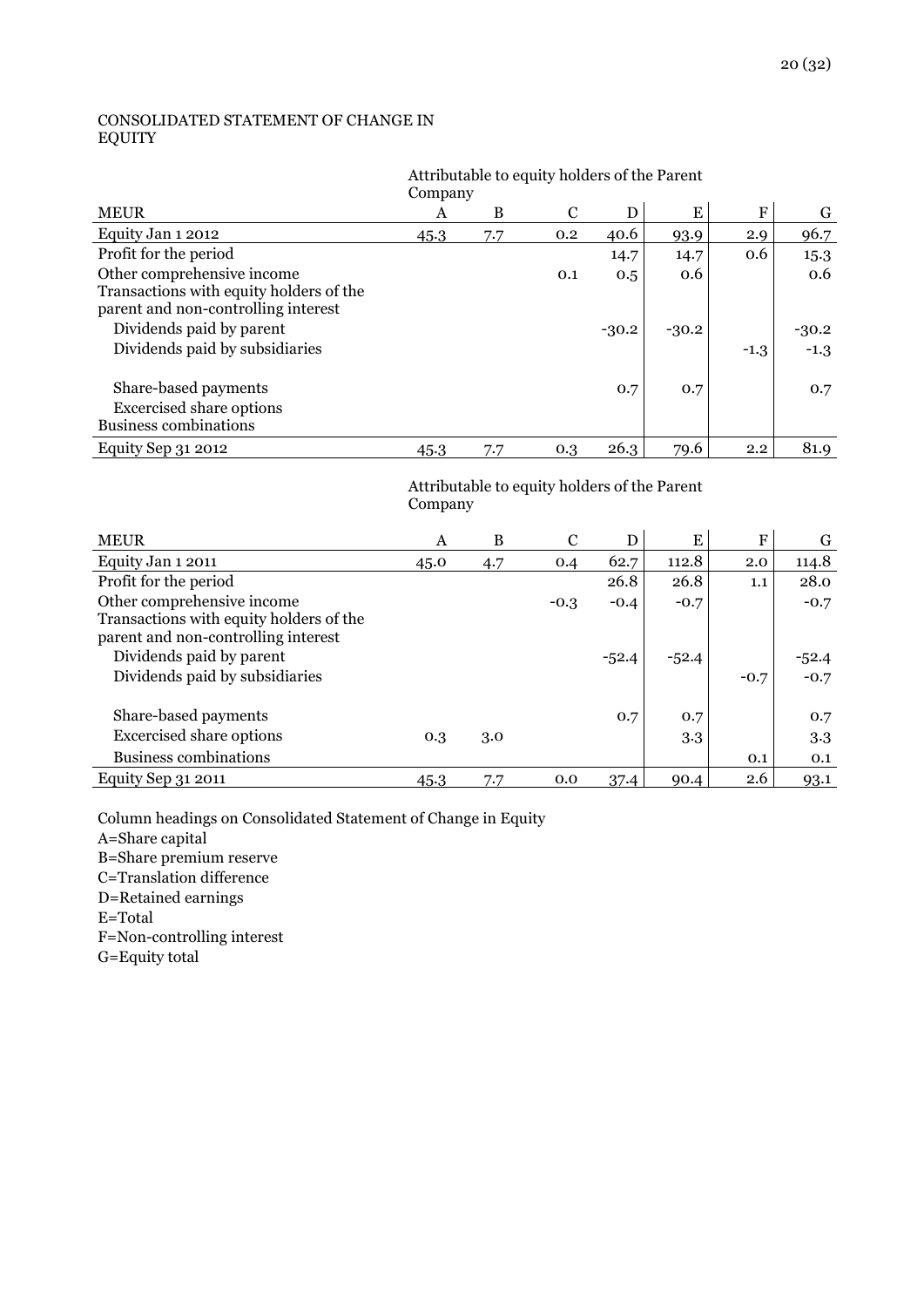## CONSOLIDATED STATEMENT OF CHANGE IN EQUITY

| | Attributable to equity holders of the Parent Company | | | | | | |
|---|---|---|---|---|---|---|---|
| MEUR | A | B | C | D | E | F | G |
| Equity Jan 1 2012 | 45.3 | 7.7 | 0.2 | 40.6 | 93.9 | 2.9 | 96.7 |
| Profit for the period | | | | 14.7 | 14.7 | 0.6 | 15.3 |
| Other comprehensive income | | | 0.1 | 0.5 | 0.6 | | 0.6 |
| Transactions with equity holders of the parent and non-controlling interest | | | | | | | |
| Dividends paid by parent | | | | -30.2 | -30.2 | | -30.2 |
| Dividends paid by subsidiaries | | | | | | -1.3 | -1.3 |
| Share-based payments | | | | 0.7 | 0.7 | | 0.7 |
| Excercised share options | | | | | | | |
| Business combinations | | | | | | | |
| Equity Sep 31 2012 | 45.3 | 7.7 | 0.3 | 26.3 | 79.6 | 2.2 | 81.9 |

| | Attributable to equity holders of the Parent Company | | | | | | |
|---|---|---|---|---|---|---|---|
| MEUR | A | B | C | D | E | F | G |
| Equity Jan 1 2011 | 45.0 | 4.7 | 0.4 | 62.7 | 112.8 | 2.0 | 114.8 |
| Profit for the period | | | | 26.8 | 26.8 | 1.1 | 28.0 |
| Other comprehensive income | | | -0.3 | -0.4 | -0.7 | | -0.7 |
| Transactions with equity holders of the parent and non-controlling interest | | | | | | | |
| Dividends paid by parent | | | | -52.4 | -52.4 | | -52.4 |
| Dividends paid by subsidiaries | | | | | | -0.7 | -0.7 |
| Share-based payments | | | | 0.7 | 0.7 | | 0.7 |
| Excercised share options | 0.3 | 3.0 | | | 3.3 | | 3.3 |
| Business combinations | | | | | | 0.1 | 0.1 |
| Equity Sep 31 2011 | 45.3 | 7.7 | 0.0 | 37.4 | 90.4 | 2.6 | 93.1 |

Column headings on Consolidated Statement of Change in Equity
A=Share capital
B=Share premium reserve
C=Translation difference
D=Retained earnings
E=Total
F=Non-controlling interest
G=Equity total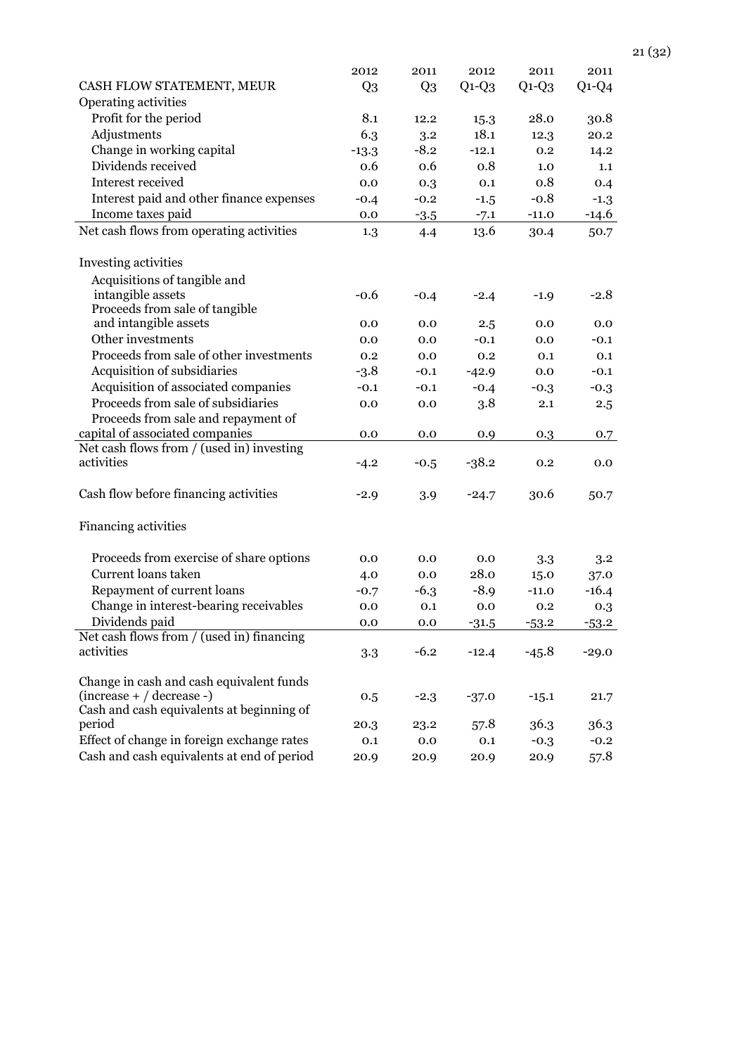| CASH FLOW STATEMENT, MEUR | 2012 Q3 | 2011 Q3 | 2012 Q1-Q3 | 2011 Q1-Q3 | 2011 Q1-Q4 |
|---|---|---|---|---|---|
| Operating activities | | | | | |
| Profit for the period | 8.1 | 12.2 | 15.3 | 28.0 | 30.8 |
| Adjustments | 6.3 | 3.2 | 18.1 | 12.3 | 20.2 |
| Change in working capital | -13.3 | -8.2 | -12.1 | 0.2 | 14.2 |
| Dividends received | 0.6 | 0.6 | 0.8 | 1.0 | 1.1 |
| Interest received | 0.0 | 0.3 | 0.1 | 0.8 | 0.4 |
| Interest paid and other finance expenses | -0.4 | -0.2 | -1.5 | -0.8 | -1.3 |
| Income taxes paid | 0.0 | -3.5 | -7.1 | -11.0 | -14.6 |
| Net cash flows from operating activities | 1.3 | 4.4 | 13.6 | 30.4 | 50.7 |
| | | | | | |
| Investing activities | | | | | |
| Acquisitions of tangible and intangible assets | -0.6 | -0.4 | -2.4 | -1.9 | -2.8 |
| Proceeds from sale of tangible and intangible assets | 0.0 | 0.0 | 2.5 | 0.0 | 0.0 |
| Other investments | 0.0 | 0.0 | -0.1 | 0.0 | -0.1 |
| Proceeds from sale of other investments | 0.2 | 0.0 | 0.2 | 0.1 | 0.1 |
| Acquisition of subsidiaries | -3.8 | -0.1 | -42.9 | 0.0 | -0.1 |
| Acquisition of associated companies | -0.1 | -0.1 | -0.4 | -0.3 | -0.3 |
| Proceeds from sale of subsidiaries | 0.0 | 0.0 | 3.8 | 2.1 | 2.5 |
| Proceeds from sale and repayment of capital of associated companies | 0.0 | 0.0 | 0.9 | 0.3 | 0.7 |
| Net cash flows from / (used in) investing activities | -4.2 | -0.5 | -38.2 | 0.2 | 0.0 |
| | | | | | |
| Cash flow before financing activities | -2.9 | 3.9 | -24.7 | 30.6 | 50.7 |
| | | | | | |
| Financing activities | | | | | |
| Proceeds from exercise of share options | 0.0 | 0.0 | 0.0 | 3.3 | 3.2 |
| Current loans taken | 4.0 | 0.0 | 28.0 | 15.0 | 37.0 |
| Repayment of current loans | -0.7 | -6.3 | -8.9 | -11.0 | -16.4 |
| Change in interest-bearing receivables | 0.0 | 0.1 | 0.0 | 0.2 | 0.3 |
| Dividends paid | 0.0 | 0.0 | -31.5 | -53.2 | -53.2 |
| Net cash flows from / (used in) financing activities | 3.3 | -6.2 | -12.4 | -45.8 | -29.0 |
| | | | | | |
| Change in cash and cash equivalent funds (increase + / decrease -) | 0.5 | -2.3 | -37.0 | -15.1 | 21.7 |
| Cash and cash equivalents at beginning of period | 20.3 | 23.2 | 57.8 | 36.3 | 36.3 |
| Effect of change in foreign exchange rates | 0.1 | 0.0 | 0.1 | -0.3 | -0.2 |
| Cash and cash equivalents at end of period | 20.9 | 20.9 | 20.9 | 20.9 | 57.8 |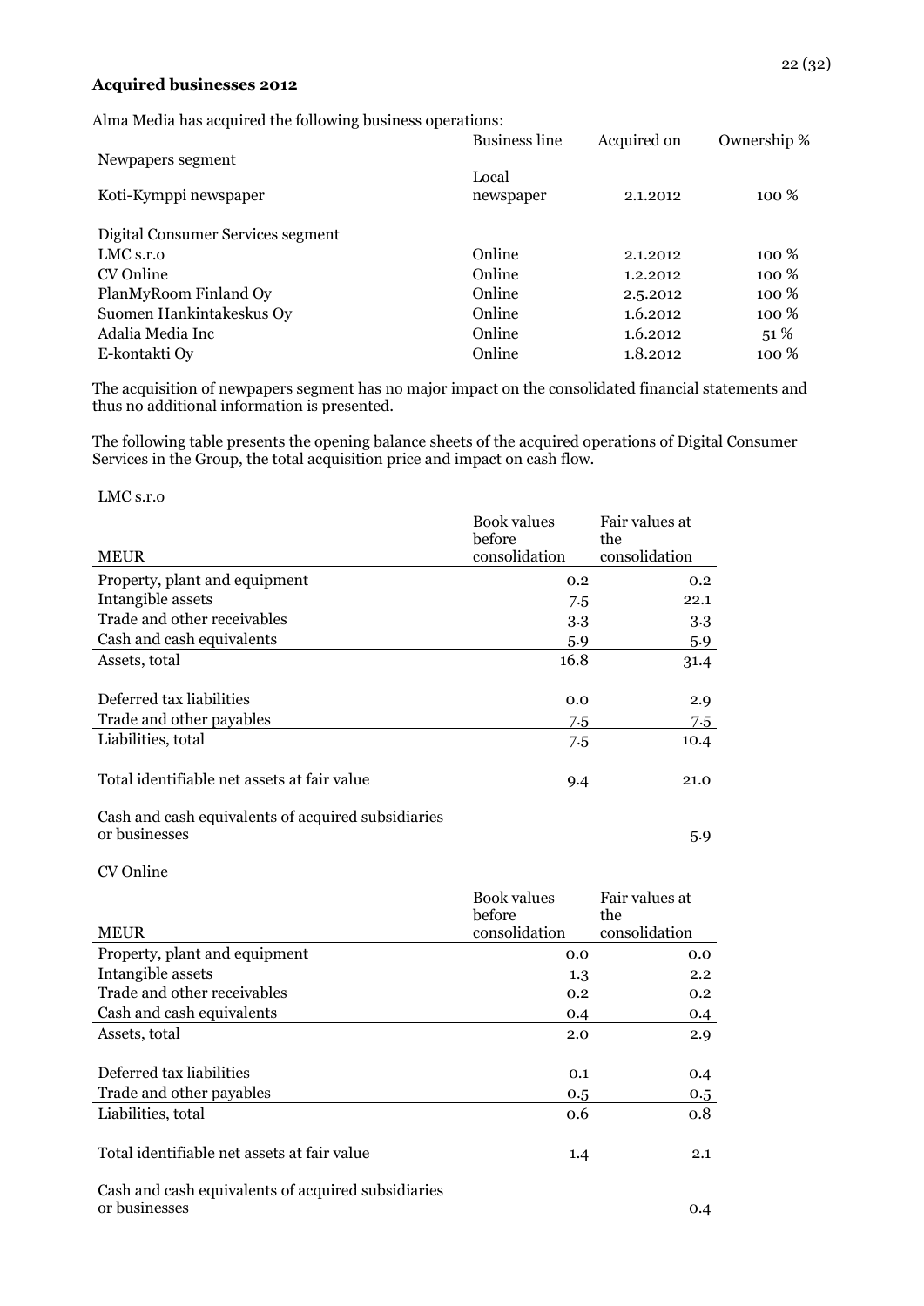**Acquired businesses 2012**

Alma Media has acquired the following business operations:

| | Business line | Acquired on | Ownership % |
|---|---|---|---|
| Newpapers segment | | | |
| Koti-Kymppi newspaper | Local newspaper | 2.1.2012 | 100 % |
| | | | |
| Digital Consumer Services segment | | | |
| LMC s.r.o | Online | 2.1.2012 | 100 % |
| CV Online | Online | 1.2.2012 | 100 % |
| PlanMyRoom Finland Oy | Online | 2.5.2012 | 100 % |
| Suomen Hankintakeskus Oy | Online | 1.6.2012 | 100 % |
| Adalia Media Inc | Online | 1.6.2012 | 51 % |
| E-kontakti Oy | Online | 1.8.2012 | 100 % |

The acquisition of newpapers segment has no major impact on the consolidated financial statements and thus no additional information is presented.

The following table presents the opening balance sheets of the acquired operations of Digital Consumer Services in the Group, the total acquisition price and impact on cash flow.

LMC s.r.o

| MEUR | Book values before consolidation | Fair values at the consolidation |
|---|---|---|
| Property, plant and equipment | 0.2 | 0.2 |
| Intangible assets | 7.5 | 22.1 |
| Trade and other receivables | 3.3 | 3.3 |
| Cash and cash equivalents | 5.9 | 5.9 |
| Assets, total | 16.8 | 31.4 |
| | | |
| Deferred tax liabilities | 0.0 | 2.9 |
| Trade and other payables | 7.5 | 7.5 |
| Liabilities, total | 7.5 | 10.4 |
| | | |
| Total identifiable net assets at fair value | 9.4 | 21.0 |
| | | |
| Cash and cash equivalents of acquired subsidiaries or businesses | | 5.9 |

CV Online

| MEUR | Book values before consolidation | Fair values at the consolidation |
|---|---|---|
| Property, plant and equipment | 0.0 | 0.0 |
| Intangible assets | 1.3 | 2.2 |
| Trade and other receivables | 0.2 | 0.2 |
| Cash and cash equivalents | 0.4 | 0.4 |
| Assets, total | 2.0 | 2.9 |
| | | |
| Deferred tax liabilities | 0.1 | 0.4 |
| Trade and other payables | 0.5 | 0.5 |
| Liabilities, total | 0.6 | 0.8 |
| | | |
| Total identifiable net assets at fair value | 1.4 | 2.1 |
| | | |
| Cash and cash equivalents of acquired subsidiaries or businesses | | 0.4 |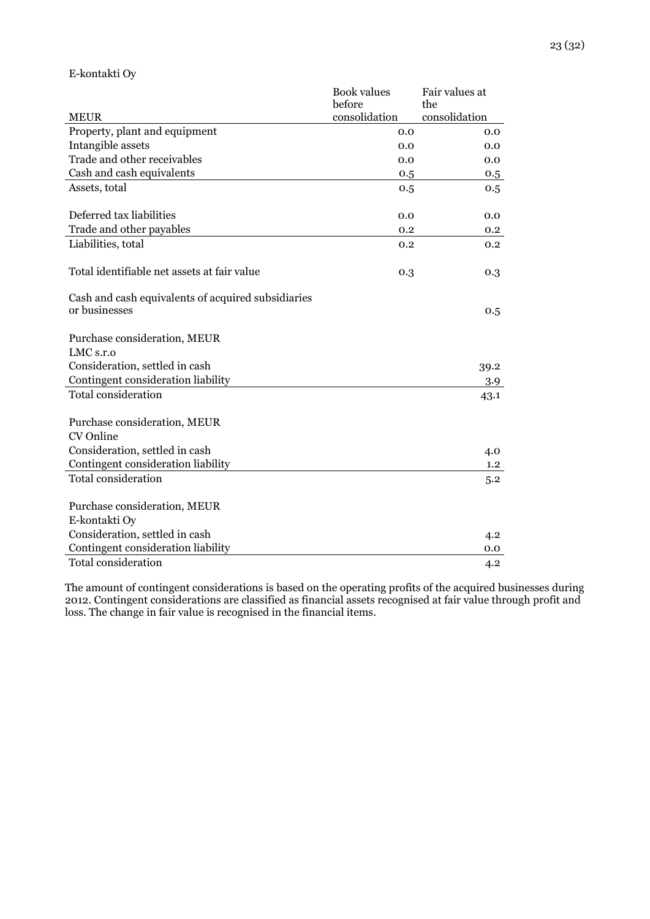E-kontakti Oy

| MEUR | Book values before consolidation | Fair values at the consolidation |
|---|---|---|
| Property, plant and equipment | 0.0 | 0.0 |
| Intangible assets | 0.0 | 0.0 |
| Trade and other receivables | 0.0 | 0.0 |
| Cash and cash equivalents | 0.5 | 0.5 |
| Assets, total | 0.5 | 0.5 |
| | | |
| Deferred tax liabilities | 0.0 | 0.0 |
| Trade and other payables | 0.2 | 0.2 |
| Liabilities, total | 0.2 | 0.2 |
| | | |
| Total identifiable net assets at fair value | 0.3 | 0.3 |
| | | |
| Cash and cash equivalents of acquired subsidiaries or businesses | | 0.5 |

| Purchase consideration, MEUR | |
|---|---|
| LMC s.r.o | |
| Consideration, settled in cash | 39.2 |
| Contingent consideration liability | 3.9 |
| Total consideration | 43.1 |

| Purchase consideration, MEUR | |
|---|---|
| CV Online | |
| Consideration, settled in cash | 4.0 |
| Contingent consideration liability | 1.2 |
| Total consideration | 5.2 |

| Purchase consideration, MEUR | |
|---|---|
| E-kontakti Oy | |
| Consideration, settled in cash | 4.2 |
| Contingent consideration liability | 0.0 |
| Total consideration | 4.2 |

The amount of contingent considerations is based on the operating profits of the acquired businesses during 2012. Contingent considerations are classified as financial assets recognised at fair value through profit and loss. The change in fair value is recognised in the financial items.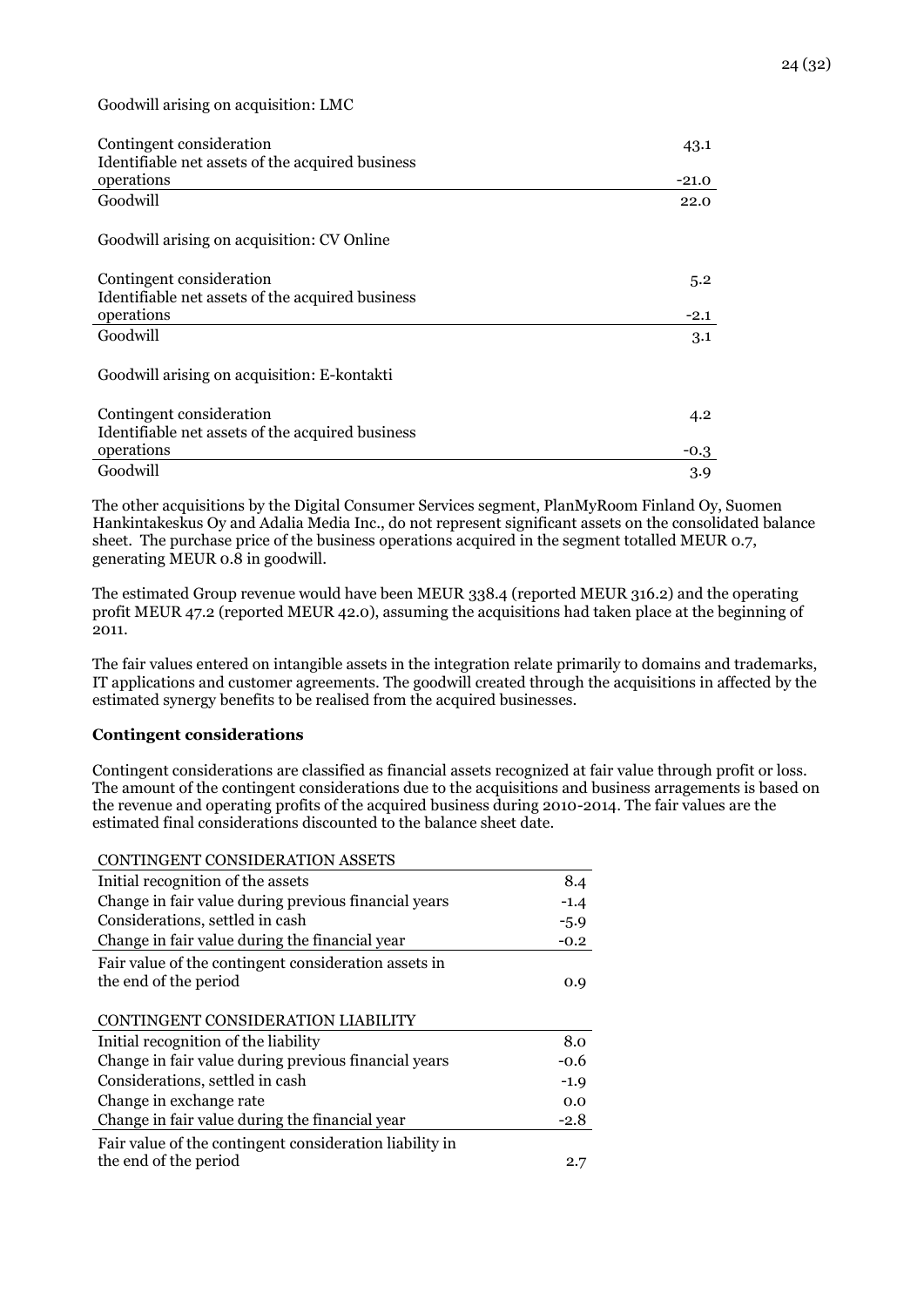Goodwill arising on acquisition: LMC

| | |
|---|---|
| Contingent consideration | 43.1 |
| Identifiable net assets of the acquired business operations | -21.0 |
| Goodwill | 22.0 |

Goodwill arising on acquisition: CV Online

| | |
|---|---|
| Contingent consideration | 5.2 |
| Identifiable net assets of the acquired business operations | -2.1 |
| Goodwill | 3.1 |

Goodwill arising on acquisition: E-kontakti

| | |
|---|---|
| Contingent consideration | 4.2 |
| Identifiable net assets of the acquired business operations | -0.3 |
| Goodwill | 3.9 |

The other acquisitions by the Digital Consumer Services segment, PlanMyRoom Finland Oy, Suomen Hankintakeskus Oy and Adalia Media Inc., do not represent significant assets on the consolidated balance sheet. The purchase price of the business operations acquired in the segment totalled MEUR 0.7, generating MEUR 0.8 in goodwill.

The estimated Group revenue would have been MEUR 338.4 (reported MEUR 316.2) and the operating profit MEUR 47.2 (reported MEUR 42.0), assuming the acquisitions had taken place at the beginning of 2011.

The fair values entered on intangible assets in the integration relate primarily to domains and trademarks, IT applications and customer agreements. The goodwill created through the acquisitions in affected by the estimated synergy benefits to be realised from the acquired businesses.

**Contingent considerations**

Contingent considerations are classified as financial assets recognized at fair value through profit or loss. The amount of the contingent considerations due to the acquisitions and business arragements is based on the revenue and operating profits of the acquired business during 2010-2014. The fair values are the estimated final considerations discounted to the balance sheet date.

| CONTINGENT CONSIDERATION ASSETS | |
|---|---|
| Initial recognition of the assets | 8.4 |
| Change in fair value during previous financial years | -1.4 |
| Considerations, settled in cash | -5.9 |
| Change in fair value during the financial year | -0.2 |
| Fair value of the contingent consideration assets in the end of the period | 0.9 |

| CONTINGENT CONSIDERATION LIABILITY | |
|---|---|
| Initial recognition of the liability | 8.0 |
| Change in fair value during previous financial years | -0.6 |
| Considerations, settled in cash | -1.9 |
| Change in exchange rate | 0.0 |
| Change in fair value during the financial year | -2.8 |
| Fair value of the contingent consideration liability in the end of the period | 2.7 |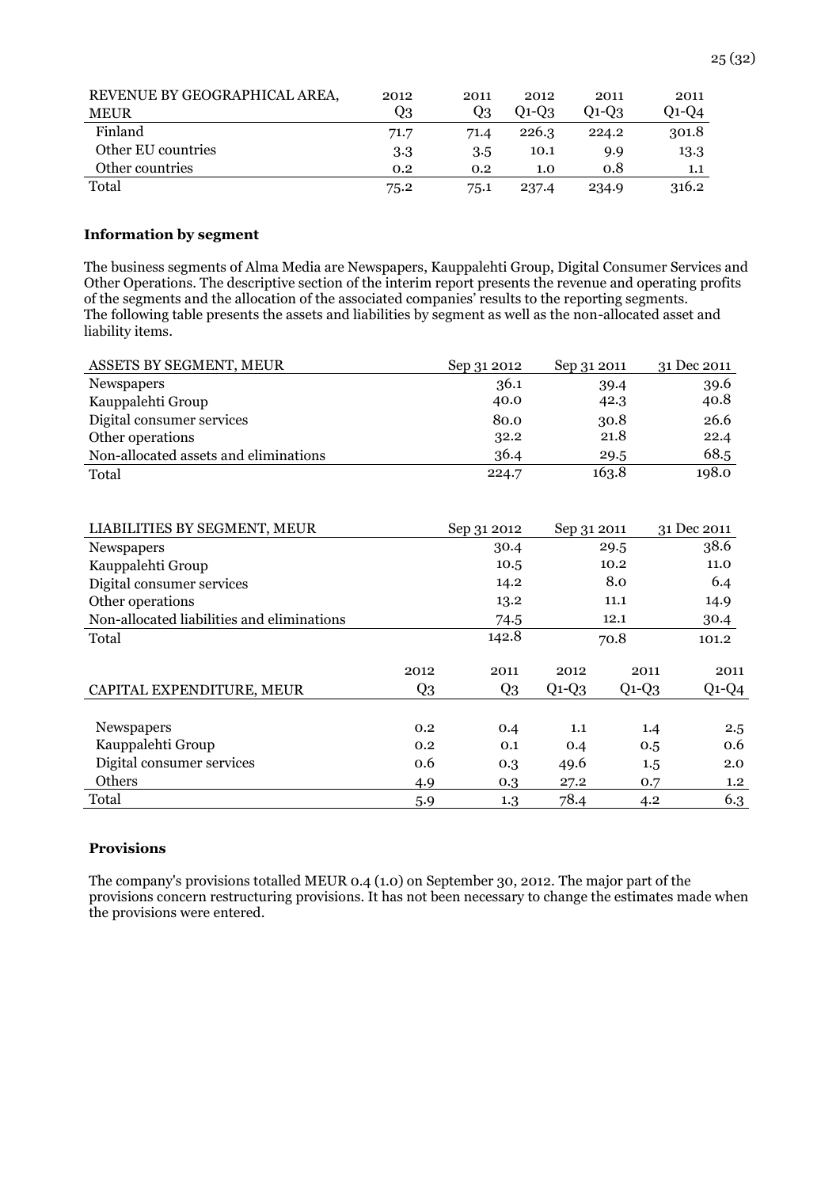| REVENUE BY GEOGRAPHICAL AREA, MEUR | 2012 Q3 | 2011 Q3 | 2012 Q1-Q3 | 2011 Q1-Q3 | 2011 Q1-Q4 |
|---|---|---|---|---|---|
| Finland | 71.7 | 71.4 | 226.3 | 224.2 | 301.8 |
| Other EU countries | 3.3 | 3.5 | 10.1 | 9.9 | 13.3 |
| Other countries | 0.2 | 0.2 | 1.0 | 0.8 | 1.1 |
| Total | 75.2 | 75.1 | 237.4 | 234.9 | 316.2 |

**Information by segment**

The business segments of Alma Media are Newspapers, Kauppalehti Group, Digital Consumer Services and Other Operations. The descriptive section of the interim report presents the revenue and operating profits of the segments and the allocation of the associated companies' results to the reporting segments. The following table presents the assets and liabilities by segment as well as the non-allocated asset and liability items.

| ASSETS BY SEGMENT, MEUR | Sep 31 2012 | Sep 31 2011 | 31 Dec 2011 |
|---|---|---|---|
| Newspapers | 36.1 | 39.4 | 39.6 |
| Kauppalehti Group | 40.0 | 42.3 | 40.8 |
| Digital consumer services | 80.0 | 30.8 | 26.6 |
| Other operations | 32.2 | 21.8 | 22.4 |
| Non-allocated assets and eliminations | 36.4 | 29.5 | 68.5 |
| Total | 224.7 | 163.8 | 198.0 |

| LIABILITIES BY SEGMENT, MEUR | Sep 31 2012 | Sep 31 2011 | 31 Dec 2011 |
|---|---|---|---|
| Newspapers | 30.4 | 29.5 | 38.6 |
| Kauppalehti Group | 10.5 | 10.2 | 11.0 |
| Digital consumer services | 14.2 | 8.0 | 6.4 |
| Other operations | 13.2 | 11.1 | 14.9 |
| Non-allocated liabilities and eliminations | 74.5 | 12.1 | 30.4 |
| Total | 142.8 | 70.8 | 101.2 |

| CAPITAL EXPENDITURE, MEUR | 2012 Q3 | 2011 Q3 | 2012 Q1-Q3 | 2011 Q1-Q3 | 2011 Q1-Q4 |
|---|---|---|---|---|---|
| Newspapers | 0.2 | 0.4 | 1.1 | 1.4 | 2.5 |
| Kauppalehti Group | 0.2 | 0.1 | 0.4 | 0.5 | 0.6 |
| Digital consumer services | 0.6 | 0.3 | 49.6 | 1.5 | 2.0 |
| Others | 4.9 | 0.3 | 27.2 | 0.7 | 1.2 |
| Total | 5.9 | 1.3 | 78.4 | 4.2 | 6.3 |

**Provisions**

The company's provisions totalled MEUR 0.4 (1.0) on September 30, 2012. The major part of the provisions concern restructuring provisions. It has not been necessary to change the estimates made when the provisions were entered.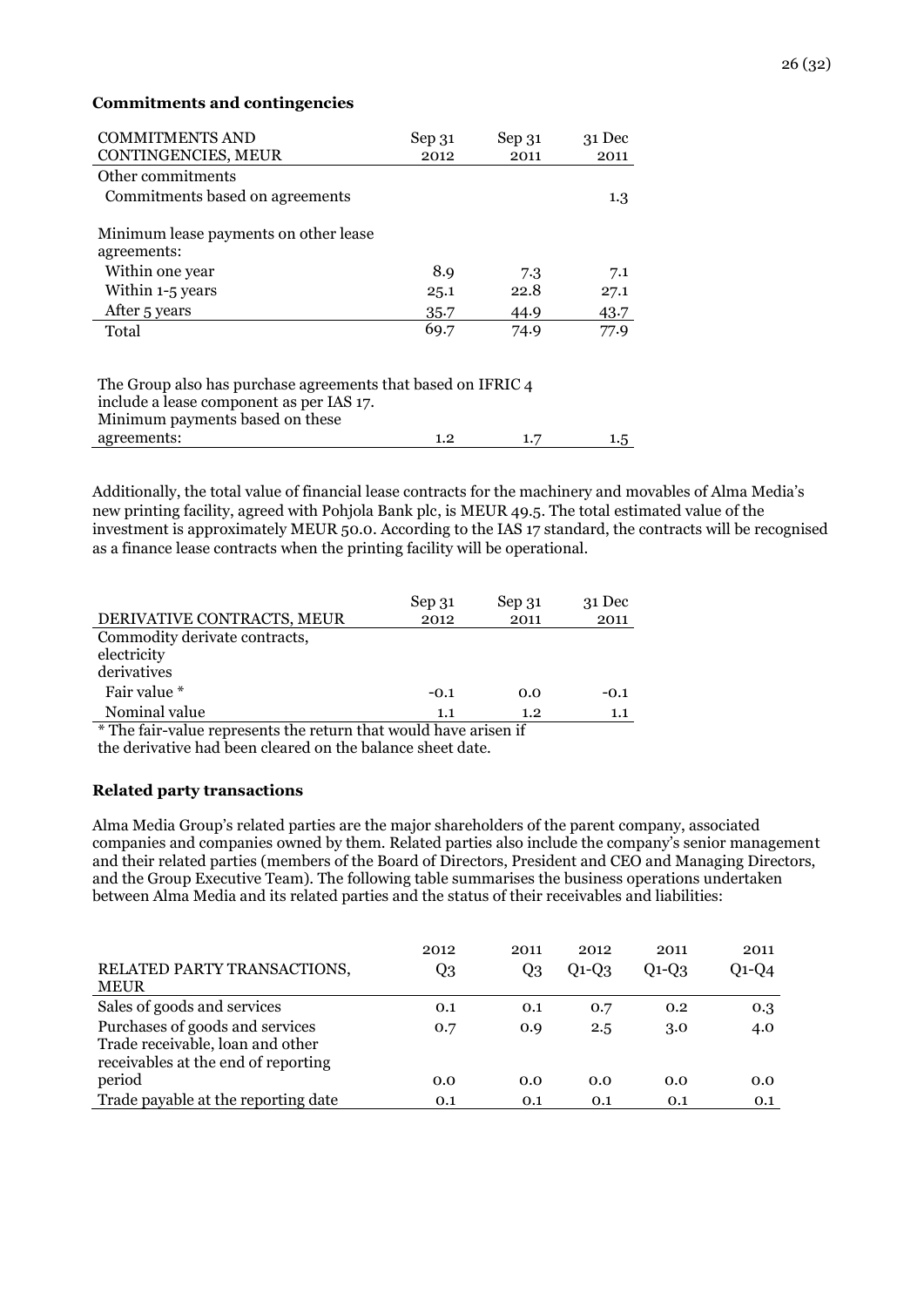**Commitments and contingencies**

| COMMITMENTS AND CONTINGENCIES, MEUR | Sep 31 2012 | Sep 31 2011 | 31 Dec 2011 |
|---|---|---|---|
| Other commitments | | | |
| Commitments based on agreements | | | 1.3 |
| Minimum lease payments on other lease agreements: | | | |
| Within one year | 8.9 | 7.3 | 7.1 |
| Within 1-5 years | 25.1 | 22.8 | 27.1 |
| After 5 years | 35.7 | 44.9 | 43.7 |
| Total | 69.7 | 74.9 | 77.9 |
| The Group also has purchase agreements that based on IFRIC 4 include a lease component as per IAS 17. Minimum payments based on these agreements: | 1.2 | 1.7 | 1.5 |

Additionally, the total value of financial lease contracts for the machinery and movables of Alma Media's new printing facility, agreed with Pohjola Bank plc, is MEUR 49.5. The total estimated value of the investment is approximately MEUR 50.0. According to the IAS 17 standard, the contracts will be recognised as a finance lease contracts when the printing facility will be operational.

| DERIVATIVE CONTRACTS, MEUR | Sep 31 2012 | Sep 31 2011 | 31 Dec 2011 |
|---|---|---|---|
| Commodity derivate contracts, electricity derivatives | | | |
| Fair value * | -0.1 | 0.0 | -0.1 |
| Nominal value | 1.1 | 1.2 | 1.1 |

* The fair-value represents the return that would have arisen if the derivative had been cleared on the balance sheet date.

**Related party transactions**

Alma Media Group's related parties are the major shareholders of the parent company, associated companies and companies owned by them. Related parties also include the company's senior management and their related parties (members of the Board of Directors, President and CEO and Managing Directors, and the Group Executive Team). The following table summarises the business operations undertaken between Alma Media and its related parties and the status of their receivables and liabilities:

| RELATED PARTY TRANSACTIONS, MEUR | 2012 Q3 | 2011 Q3 | 2012 Q1-Q3 | 2011 Q1-Q3 | 2011 Q1-Q4 |
|---|---|---|---|---|---|
| Sales of goods and services | 0.1 | 0.1 | 0.7 | 0.2 | 0.3 |
| Purchases of goods and services | 0.7 | 0.9 | 2.5 | 3.0 | 4.0 |
| Trade receivable, loan and other receivables at the end of reporting period | 0.0 | 0.0 | 0.0 | 0.0 | 0.0 |
| Trade payable at the reporting date | 0.1 | 0.1 | 0.1 | 0.1 | 0.1 |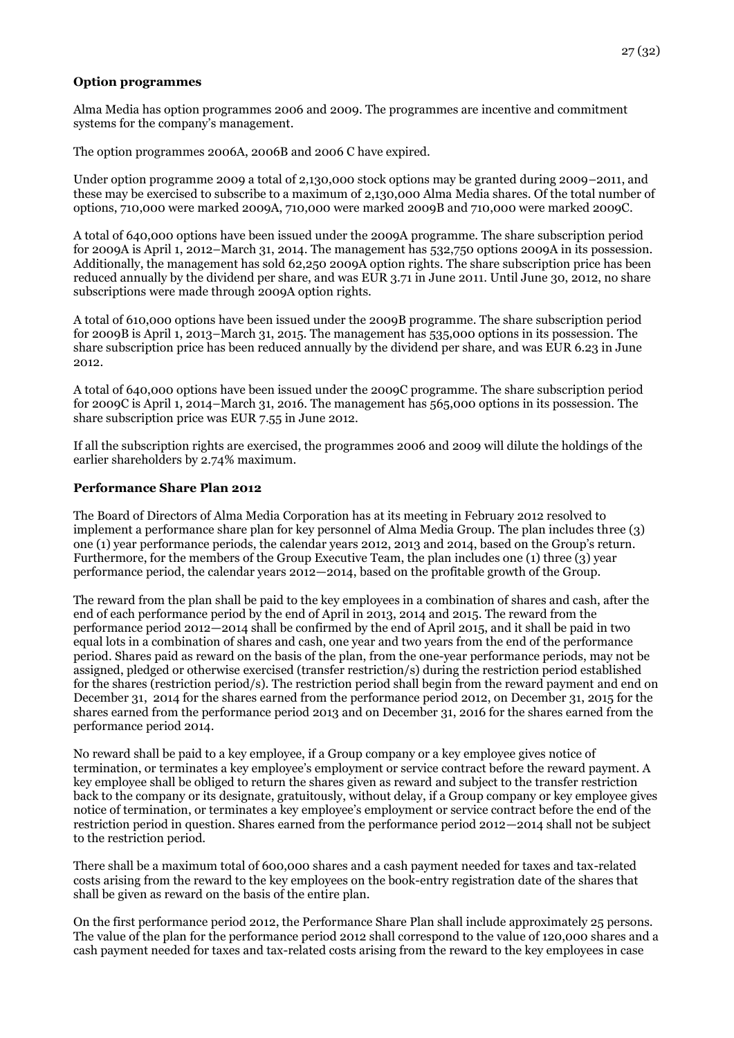**Option programmes**

Alma Media has option programmes 2006 and 2009. The programmes are incentive and commitment systems for the company's management.

The option programmes 2006A, 2006B and 2006 C have expired.

Under option programme 2009 a total of 2,130,000 stock options may be granted during 2009–2011, and these may be exercised to subscribe to a maximum of 2,130,000 Alma Media shares. Of the total number of options, 710,000 were marked 2009A, 710,000 were marked 2009B and 710,000 were marked 2009C.

A total of 640,000 options have been issued under the 2009A programme. The share subscription period for 2009A is April 1, 2012–March 31, 2014. The management has 532,750 options 2009A in its possession. Additionally, the management has sold 62,250 2009A option rights. The share subscription price has been reduced annually by the dividend per share, and was EUR 3.71 in June 2011. Until June 30, 2012, no share subscriptions were made through 2009A option rights.

A total of 610,000 options have been issued under the 2009B programme. The share subscription period for 2009B is April 1, 2013–March 31, 2015. The management has 535,000 options in its possession. The share subscription price has been reduced annually by the dividend per share, and was EUR 6.23 in June 2012.

A total of 640,000 options have been issued under the 2009C programme. The share subscription period for 2009C is April 1, 2014–March 31, 2016. The management has 565,000 options in its possession. The share subscription price was EUR 7.55 in June 2012.

If all the subscription rights are exercised, the programmes 2006 and 2009 will dilute the holdings of the earlier shareholders by 2.74% maximum.

**Performance Share Plan 2012**

The Board of Directors of Alma Media Corporation has at its meeting in February 2012 resolved to implement a performance share plan for key personnel of Alma Media Group. The plan includes three (3) one (1) year performance periods, the calendar years 2012, 2013 and 2014, based on the Group's return. Furthermore, for the members of the Group Executive Team, the plan includes one (1) three (3) year performance period, the calendar years 2012—2014, based on the profitable growth of the Group.

The reward from the plan shall be paid to the key employees in a combination of shares and cash, after the end of each performance period by the end of April in 2013, 2014 and 2015. The reward from the performance period 2012—2014 shall be confirmed by the end of April 2015, and it shall be paid in two equal lots in a combination of shares and cash, one year and two years from the end of the performance period. Shares paid as reward on the basis of the plan, from the one-year performance periods, may not be assigned, pledged or otherwise exercised (transfer restriction/s) during the restriction period established for the shares (restriction period/s). The restriction period shall begin from the reward payment and end on December 31, 2014 for the shares earned from the performance period 2012, on December 31, 2015 for the shares earned from the performance period 2013 and on December 31, 2016 for the shares earned from the performance period 2014.

No reward shall be paid to a key employee, if a Group company or a key employee gives notice of termination, or terminates a key employee's employment or service contract before the reward payment. A key employee shall be obliged to return the shares given as reward and subject to the transfer restriction back to the company or its designate, gratuitously, without delay, if a Group company or key employee gives notice of termination, or terminates a key employee's employment or service contract before the end of the restriction period in question. Shares earned from the performance period 2012—2014 shall not be subject to the restriction period.

There shall be a maximum total of 600,000 shares and a cash payment needed for taxes and tax-related costs arising from the reward to the key employees on the book-entry registration date of the shares that shall be given as reward on the basis of the entire plan.

On the first performance period 2012, the Performance Share Plan shall include approximately 25 persons. The value of the plan for the performance period 2012 shall correspond to the value of 120,000 shares and a cash payment needed for taxes and tax-related costs arising from the reward to the key employees in case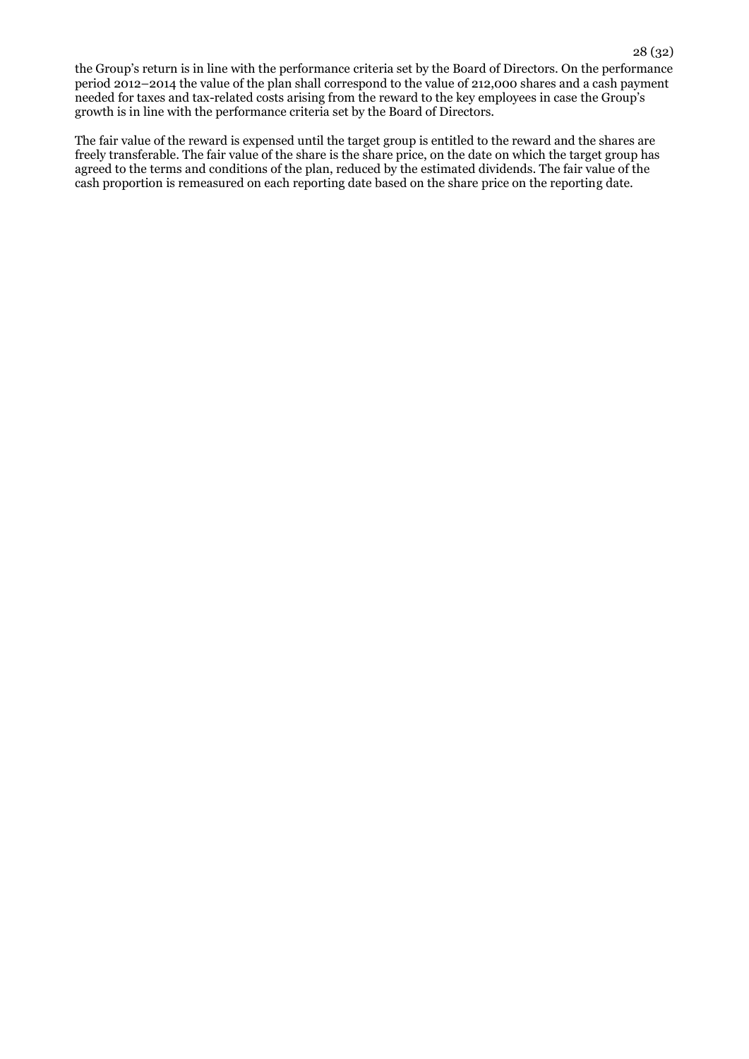the Group's return is in line with the performance criteria set by the Board of Directors. On the performance period 2012–2014 the value of the plan shall correspond to the value of 212,000 shares and a cash payment needed for taxes and tax-related costs arising from the reward to the key employees in case the Group's growth is in line with the performance criteria set by the Board of Directors.

The fair value of the reward is expensed until the target group is entitled to the reward and the shares are freely transferable. The fair value of the share is the share price, on the date on which the target group has agreed to the terms and conditions of the plan, reduced by the estimated dividends. The fair value of the cash proportion is remeasured on each reporting date based on the share price on the reporting date.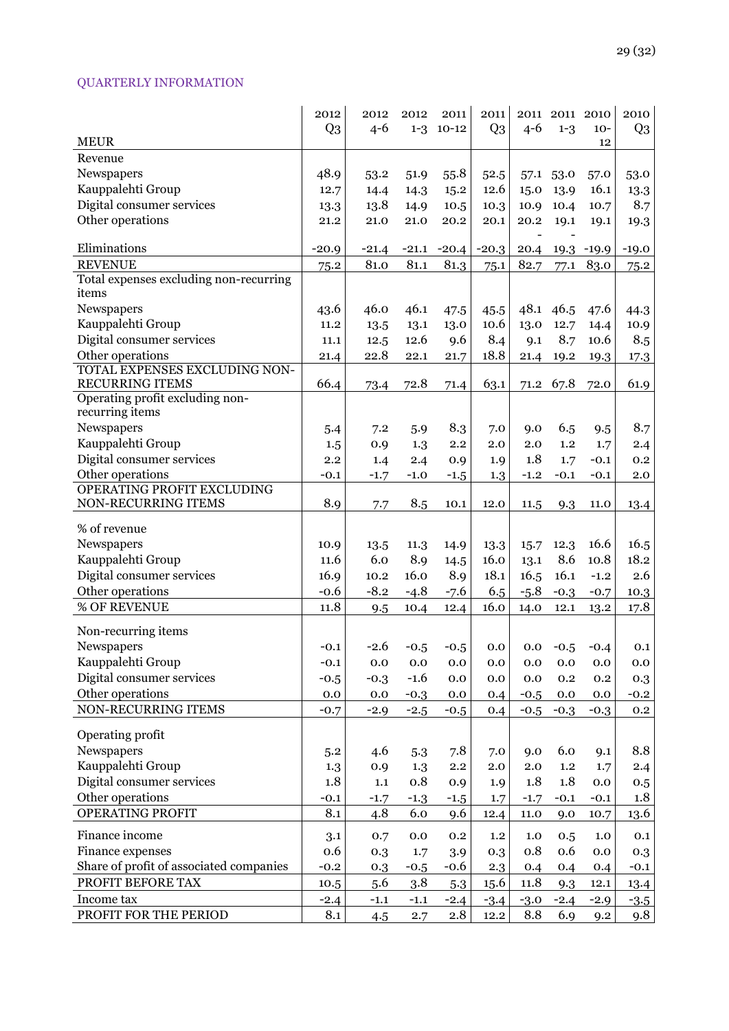QUARTERLY INFORMATION

| MEUR | 2012 Q3 | 2012 4-6 | 2012 1-3 | 2011 10-12 | 2011 Q3 | 2011 4-6 | 2011 1-3 | 2010 10-12 | 2010 Q3 |
|---|---|---|---|---|---|---|---|---|---|
| Revenue | | | | | | | | | |
| Newspapers | 48.9 | 53.2 | 51.9 | 55.8 | 52.5 | 57.1 | 53.0 | 57.0 | 53.0 |
| Kauppalehti Group | 12.7 | 14.4 | 14.3 | 15.2 | 12.6 | 15.0 | 13.9 | 16.1 | 13.3 |
| Digital consumer services | 13.3 | 13.8 | 14.9 | 10.5 | 10.3 | 10.9 | 10.4 | 10.7 | 8.7 |
| Other operations | 21.2 | 21.0 | 21.0 | 20.2 | 20.1 | 20.2 | 19.1 | 19.1 | 19.3 |
| Eliminations | -20.9 | -21.4 | -21.1 | -20.4 | -20.3 | -20.4 | -19.3 | -19.9 | -19.0 |
| REVENUE | 75.2 | 81.0 | 81.1 | 81.3 | 75.1 | 82.7 | 77.1 | 83.0 | 75.2 |
| Total expenses excluding non-recurring items | | | | | | | | | |
| Newspapers | 43.6 | 46.0 | 46.1 | 47.5 | 45.5 | 48.1 | 46.5 | 47.6 | 44.3 |
| Kauppalehti Group | 11.2 | 13.5 | 13.1 | 13.0 | 10.6 | 13.0 | 12.7 | 14.4 | 10.9 |
| Digital consumer services | 11.1 | 12.5 | 12.6 | 9.6 | 8.4 | 9.1 | 8.7 | 10.6 | 8.5 |
| Other operations | 21.4 | 22.8 | 22.1 | 21.7 | 18.8 | 21.4 | 19.2 | 19.3 | 17.3 |
| TOTAL EXPENSES EXCLUDING NON-RECURRING ITEMS | 66.4 | 73.4 | 72.8 | 71.4 | 63.1 | 71.2 | 67.8 | 72.0 | 61.9 |
| Operating profit excluding non-recurring items | | | | | | | | | |
| Newspapers | 5.4 | 7.2 | 5.9 | 8.3 | 7.0 | 9.0 | 6.5 | 9.5 | 8.7 |
| Kauppalehti Group | 1.5 | 0.9 | 1.3 | 2.2 | 2.0 | 2.0 | 1.2 | 1.7 | 2.4 |
| Digital consumer services | 2.2 | 1.4 | 2.4 | 0.9 | 1.9 | 1.8 | 1.7 | -0.1 | 0.2 |
| Other operations | -0.1 | -1.7 | -1.0 | -1.5 | 1.3 | -1.2 | -0.1 | -0.1 | 2.0 |
| OPERATING PROFIT EXCLUDING NON-RECURRING ITEMS | 8.9 | 7.7 | 8.5 | 10.1 | 12.0 | 11.5 | 9.3 | 11.0 | 13.4 |
| % of revenue | | | | | | | | | |
| Newspapers | 10.9 | 13.5 | 11.3 | 14.9 | 13.3 | 15.7 | 12.3 | 16.6 | 16.5 |
| Kauppalehti Group | 11.6 | 6.0 | 8.9 | 14.5 | 16.0 | 13.1 | 8.6 | 10.8 | 18.2 |
| Digital consumer services | 16.9 | 10.2 | 16.0 | 8.9 | 18.1 | 16.5 | 16.1 | -1.2 | 2.6 |
| Other operations | -0.6 | -8.2 | -4.8 | -7.6 | 6.5 | -5.8 | -0.3 | -0.7 | 10.3 |
| % OF REVENUE | 11.8 | 9.5 | 10.4 | 12.4 | 16.0 | 14.0 | 12.1 | 13.2 | 17.8 |
| Non-recurring items | | | | | | | | | |
| Newspapers | -0.1 | -2.6 | -0.5 | -0.5 | 0.0 | 0.0 | -0.5 | -0.4 | 0.1 |
| Kauppalehti Group | -0.1 | 0.0 | 0.0 | 0.0 | 0.0 | 0.0 | 0.0 | 0.0 | 0.0 |
| Digital consumer services | -0.5 | -0.3 | -1.6 | 0.0 | 0.0 | 0.0 | 0.2 | 0.2 | 0.3 |
| Other operations | 0.0 | 0.0 | -0.3 | 0.0 | 0.4 | -0.5 | 0.0 | 0.0 | -0.2 |
| NON-RECURRING ITEMS | -0.7 | -2.9 | -2.5 | -0.5 | 0.4 | -0.5 | -0.3 | -0.3 | 0.2 |
| Operating profit | | | | | | | | | |
| Newspapers | 5.2 | 4.6 | 5.3 | 7.8 | 7.0 | 9.0 | 6.0 | 9.1 | 8.8 |
| Kauppalehti Group | 1.3 | 0.9 | 1.3 | 2.2 | 2.0 | 2.0 | 1.2 | 1.7 | 2.4 |
| Digital consumer services | 1.8 | 1.1 | 0.8 | 0.9 | 1.9 | 1.8 | 1.8 | 0.0 | 0.5 |
| Other operations | -0.1 | -1.7 | -1.3 | -1.5 | 1.7 | -1.7 | -0.1 | -0.1 | 1.8 |
| OPERATING PROFIT | 8.1 | 4.8 | 6.0 | 9.6 | 12.4 | 11.0 | 9.0 | 10.7 | 13.6 |
| Finance income | 3.1 | 0.7 | 0.0 | 0.2 | 1.2 | 1.0 | 0.5 | 1.0 | 0.1 |
| Finance expenses | 0.6 | 0.3 | 1.7 | 3.9 | 0.3 | 0.8 | 0.6 | 0.0 | 0.3 |
| Share of profit of associated companies | -0.2 | 0.3 | -0.5 | -0.6 | 2.3 | 0.4 | 0.4 | 0.4 | -0.1 |
| PROFIT BEFORE TAX | 10.5 | 5.6 | 3.8 | 5.3 | 15.6 | 11.8 | 9.3 | 12.1 | 13.4 |
| Income tax | -2.4 | -1.1 | -1.1 | -2.4 | -3.4 | -3.0 | -2.4 | -2.9 | -3.5 |
| PROFIT FOR THE PERIOD | 8.1 | 4.5 | 2.7 | 2.8 | 12.2 | 8.8 | 6.9 | 9.2 | 9.8 |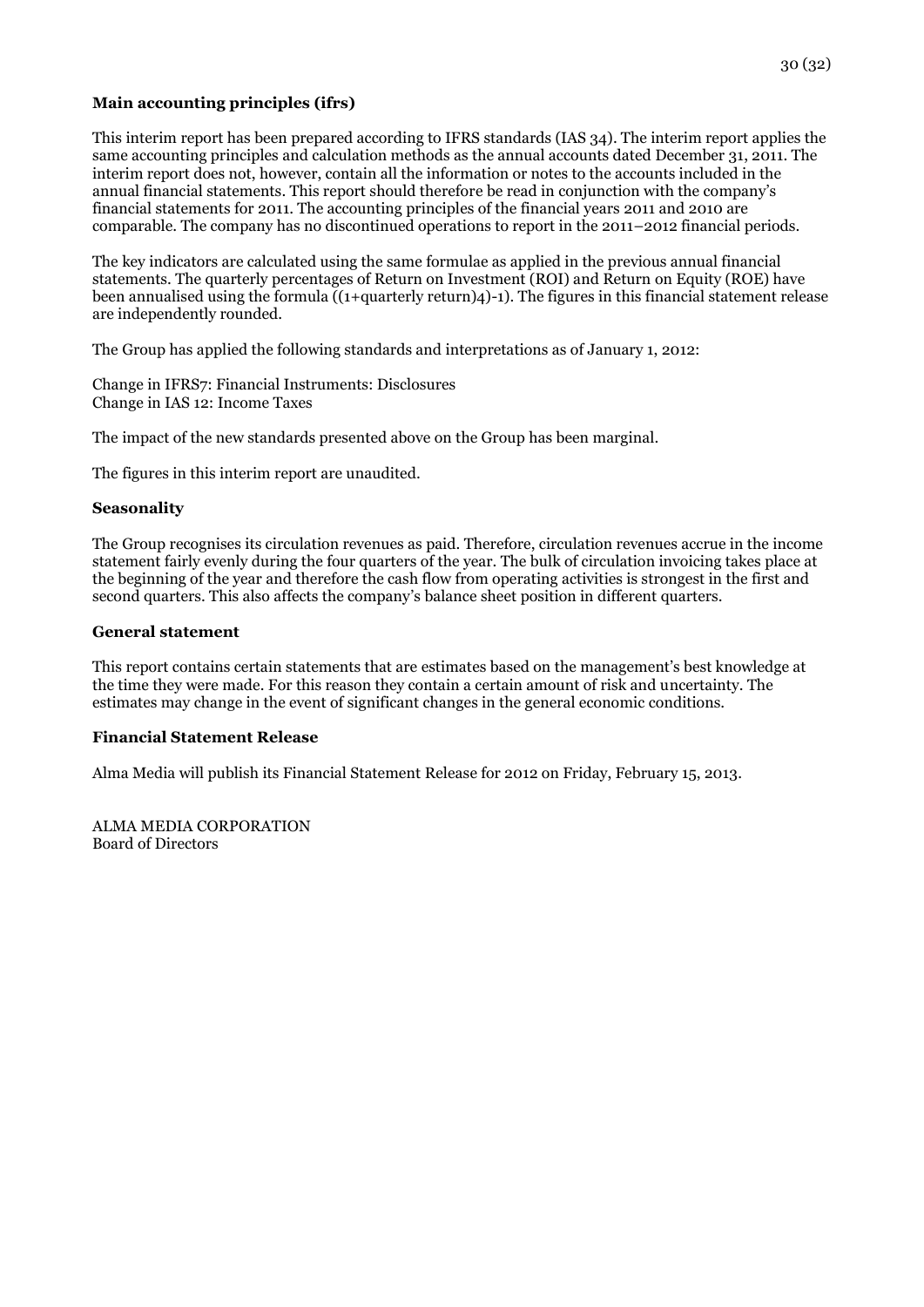**Main accounting principles (ifrs)**

This interim report has been prepared according to IFRS standards (IAS 34). The interim report applies the same accounting principles and calculation methods as the annual accounts dated December 31, 2011. The interim report does not, however, contain all the information or notes to the accounts included in the annual financial statements. This report should therefore be read in conjunction with the company's financial statements for 2011. The accounting principles of the financial years 2011 and 2010 are comparable. The company has no discontinued operations to report in the 2011–2012 financial periods.

The key indicators are calculated using the same formulae as applied in the previous annual financial statements. The quarterly percentages of Return on Investment (ROI) and Return on Equity (ROE) have been annualised using the formula ((1+quarterly return)4)-1). The figures in this financial statement release are independently rounded.

The Group has applied the following standards and interpretations as of January 1, 2012:

Change in IFRS7: Financial Instruments: Disclosures
Change in IAS 12: Income Taxes

The impact of the new standards presented above on the Group has been marginal.

The figures in this interim report are unaudited.

**Seasonality**

The Group recognises its circulation revenues as paid. Therefore, circulation revenues accrue in the income statement fairly evenly during the four quarters of the year. The bulk of circulation invoicing takes place at the beginning of the year and therefore the cash flow from operating activities is strongest in the first and second quarters. This also affects the company's balance sheet position in different quarters.

**General statement**

This report contains certain statements that are estimates based on the management's best knowledge at the time they were made. For this reason they contain a certain amount of risk and uncertainty. The estimates may change in the event of significant changes in the general economic conditions.

**Financial Statement Release**

Alma Media will publish its Financial Statement Release for 2012 on Friday, February 15, 2013.

ALMA MEDIA CORPORATION
Board of Directors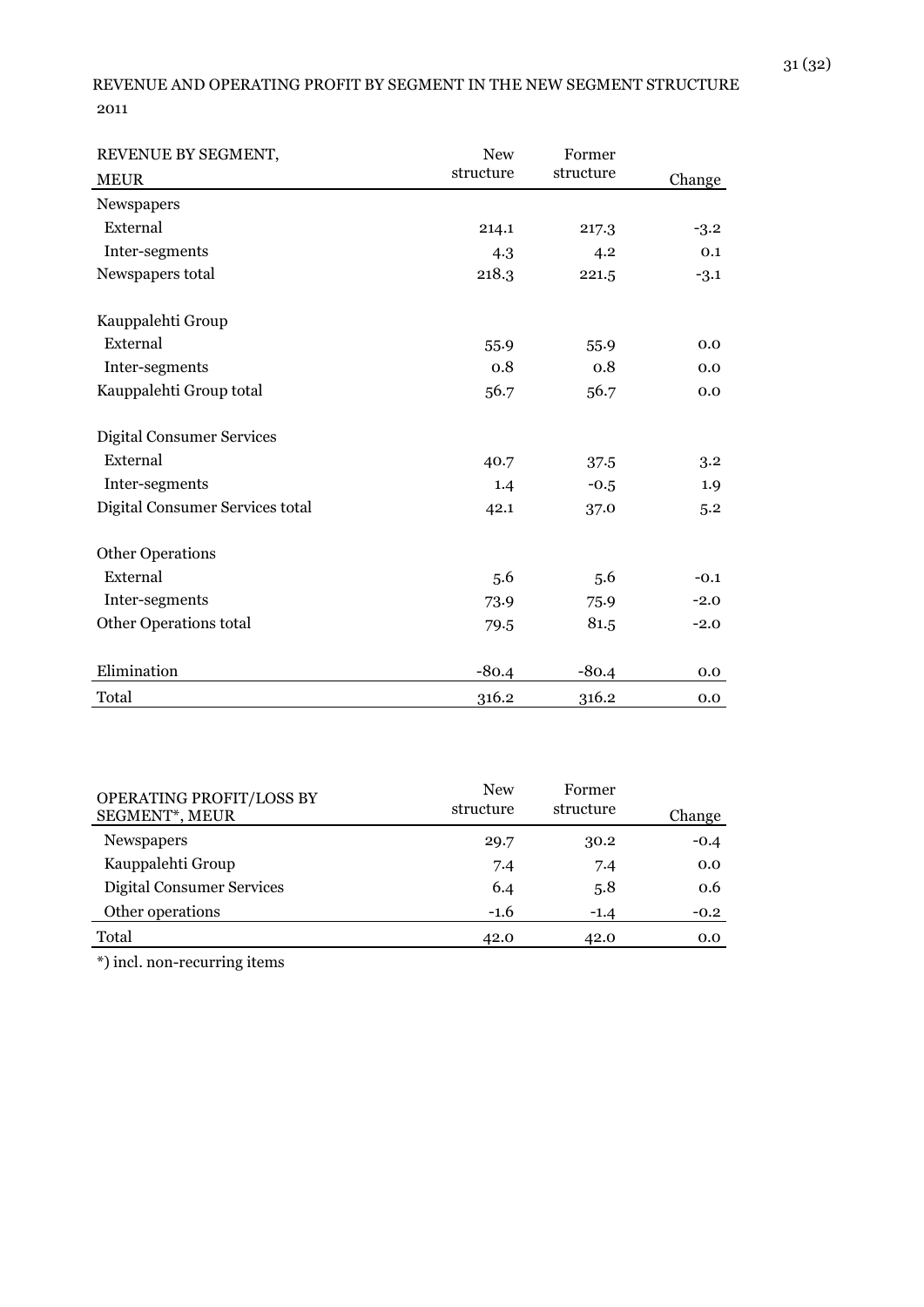REVENUE AND OPERATING PROFIT BY SEGMENT IN THE NEW SEGMENT STRUCTURE

2011

| REVENUE BY SEGMENT, MEUR | New structure | Former structure | Change |
|---|---|---|---|
| Newspapers | | | |
| External | 214.1 | 217.3 | -3.2 |
| Inter-segments | 4.3 | 4.2 | 0.1 |
| Newspapers total | 218.3 | 221.5 | -3.1 |
| | | | |
| Kauppalehti Group | | | |
| External | 55.9 | 55.9 | 0.0 |
| Inter-segments | 0.8 | 0.8 | 0.0 |
| Kauppalehti Group total | 56.7 | 56.7 | 0.0 |
| | | | |
| Digital Consumer Services | | | |
| External | 40.7 | 37.5 | 3.2 |
| Inter-segments | 1.4 | -0.5 | 1.9 |
| Digital Consumer Services total | 42.1 | 37.0 | 5.2 |
| | | | |
| Other Operations | | | |
| External | 5.6 | 5.6 | -0.1 |
| Inter-segments | 73.9 | 75.9 | -2.0 |
| Other Operations total | 79.5 | 81.5 | -2.0 |
| | | | |
| Elimination | -80.4 | -80.4 | 0.0 |
| Total | 316.2 | 316.2 | 0.0 |

| OPERATING PROFIT/LOSS BY SEGMENT*, MEUR | New structure | Former structure | Change |
|---|---|---|---|
| Newspapers | 29.7 | 30.2 | -0.4 |
| Kauppalehti Group | 7.4 | 7.4 | 0.0 |
| Digital Consumer Services | 6.4 | 5.8 | 0.6 |
| Other operations | -1.6 | -1.4 | -0.2 |
| Total | 42.0 | 42.0 | 0.0 |

*) incl. non-recurring items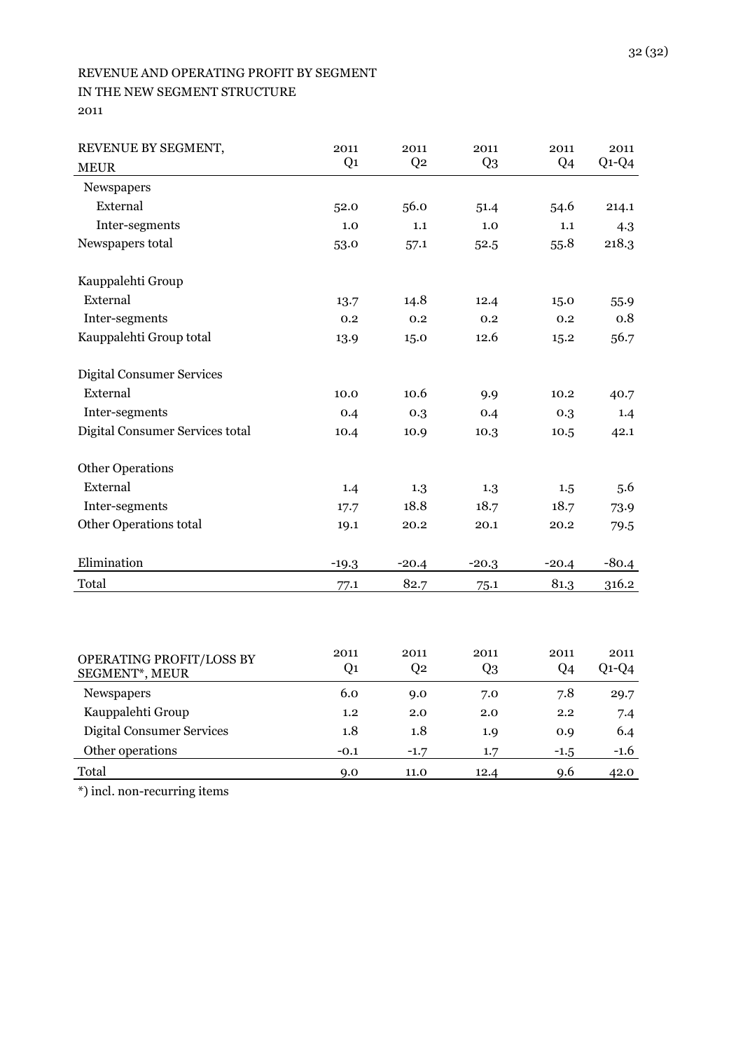REVENUE AND OPERATING PROFIT BY SEGMENT
IN THE NEW SEGMENT STRUCTURE
2011

| REVENUE BY SEGMENT, MEUR | 2011 Q1 | 2011 Q2 | 2011 Q3 | 2011 Q4 | 2011 Q1-Q4 |
|---|---|---|---|---|---|
| Newspapers | | | | | |
| External | 52.0 | 56.0 | 51.4 | 54.6 | 214.1 |
| Inter-segments | 1.0 | 1.1 | 1.0 | 1.1 | 4.3 |
| Newspapers total | 53.0 | 57.1 | 52.5 | 55.8 | 218.3 |
| | | | | | |
| Kauppalehti Group | | | | | |
| External | 13.7 | 14.8 | 12.4 | 15.0 | 55.9 |
| Inter-segments | 0.2 | 0.2 | 0.2 | 0.2 | 0.8 |
| Kauppalehti Group total | 13.9 | 15.0 | 12.6 | 15.2 | 56.7 |
| | | | | | |
| Digital Consumer Services | | | | | |
| External | 10.0 | 10.6 | 9.9 | 10.2 | 40.7 |
| Inter-segments | 0.4 | 0.3 | 0.4 | 0.3 | 1.4 |
| Digital Consumer Services total | 10.4 | 10.9 | 10.3 | 10.5 | 42.1 |
| | | | | | |
| Other Operations | | | | | |
| External | 1.4 | 1.3 | 1.3 | 1.5 | 5.6 |
| Inter-segments | 17.7 | 18.8 | 18.7 | 18.7 | 73.9 |
| Other Operations total | 19.1 | 20.2 | 20.1 | 20.2 | 79.5 |
| | | | | | |
| Elimination | -19.3 | -20.4 | -20.3 | -20.4 | -80.4 |
| Total | 77.1 | 82.7 | 75.1 | 81.3 | 316.2 |

| OPERATING PROFIT/LOSS BY SEGMENT*, MEUR | 2011 Q1 | 2011 Q2 | 2011 Q3 | 2011 Q4 | 2011 Q1-Q4 |
|---|---|---|---|---|---|
| Newspapers | 6.0 | 9.0 | 7.0 | 7.8 | 29.7 |
| Kauppalehti Group | 1.2 | 2.0 | 2.0 | 2.2 | 7.4 |
| Digital Consumer Services | 1.8 | 1.8 | 1.9 | 0.9 | 6.4 |
| Other operations | -0.1 | -1.7 | 1.7 | -1.5 | -1.6 |
| Total | 9.0 | 11.0 | 12.4 | 9.6 | 42.0 |

*) incl. non-recurring items